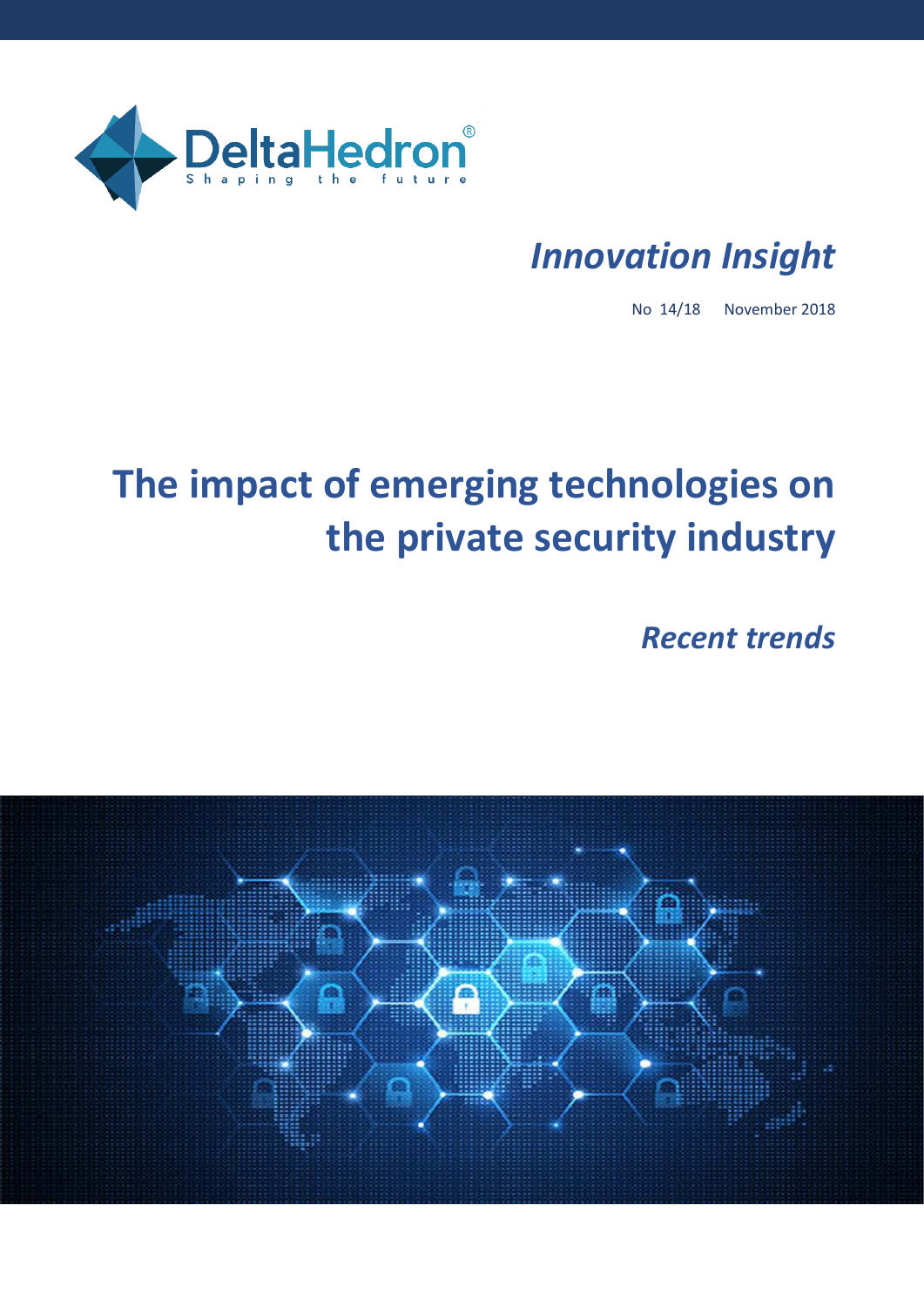DeltaHedron®

Shaping the future

*Innovation Insight*

No 14/18 November 2018

# The impact of emerging technologies on the private security industry

## *Recent trends*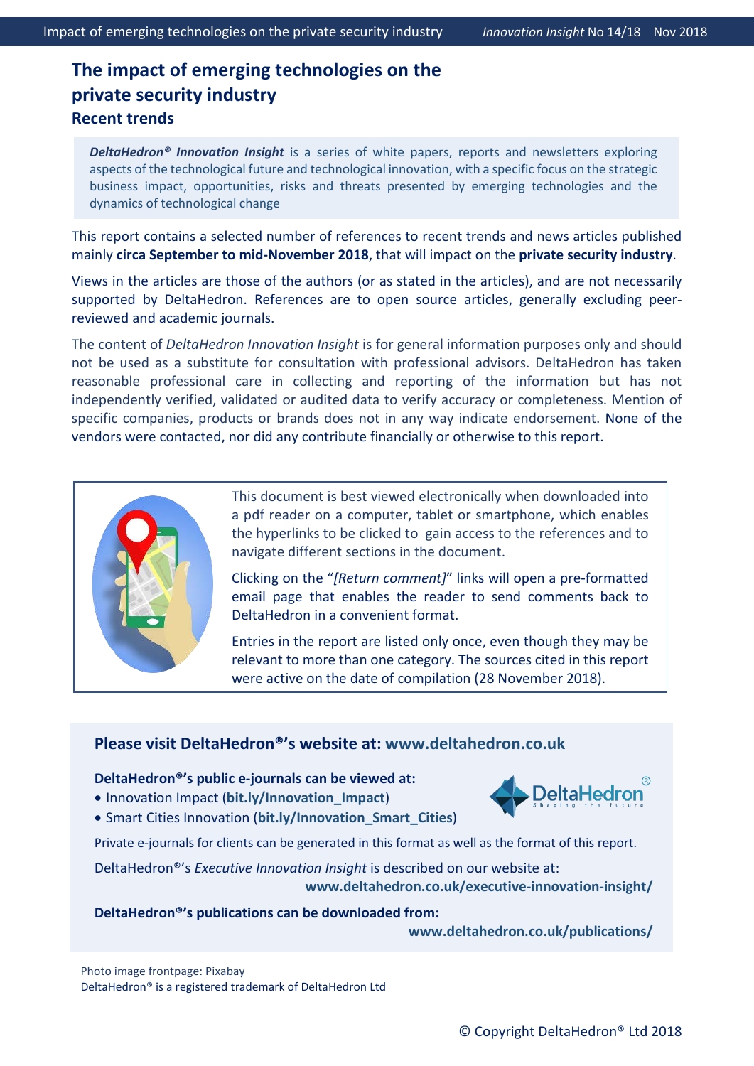# The impact of emerging technologies on the private security industry

## Recent trends

***DeltaHedron® Innovation Insight*** is a series of white papers, reports and newsletters exploring aspects of the technological future and technological innovation, with a specific focus on the strategic business impact, opportunities, risks and threats presented by emerging technologies and the dynamics of technological change

This report contains a selected number of references to recent trends and news articles published mainly **circa September to mid-November 2018**, that will impact on the **private security industry**.

Views in the articles are those of the authors (or as stated in the articles), and are not necessarily supported by DeltaHedron. References are to open source articles, generally excluding peer-reviewed and academic journals.

The content of *DeltaHedron Innovation Insight* is for general information purposes only and should not be used as a substitute for consultation with professional advisors. DeltaHedron has taken reasonable professional care in collecting and reporting of the information but has not independently verified, validated or audited data to verify accuracy or completeness. Mention of specific companies, products or brands does not in any way indicate endorsement. None of the vendors were contacted, nor did any contribute financially or otherwise to this report.

This document is best viewed electronically when downloaded into a pdf reader on a computer, tablet or smartphone, which enables the hyperlinks to be clicked to gain access to the references and to navigate different sections in the document.

Clicking on the "*[Return comment]*" links will open a pre-formatted email page that enables the reader to send comments back to DeltaHedron in a convenient format.

Entries in the report are listed only once, even though they may be relevant to more than one category. The sources cited in this report were active on the date of compilation (28 November 2018).

### Please visit DeltaHedron®'s website at: www.deltahedron.co.uk

**DeltaHedron®'s public e-journals can be viewed at:**

- Innovation Impact (**bit.ly/Innovation_Impact**)
- Smart Cities Innovation (**bit.ly/Innovation_Smart_Cities**)

Private e-journals for clients can be generated in this format as well as the format of this report.

DeltaHedron®'s *Executive Innovation Insight* is described on our website at: **www.deltahedron.co.uk/executive-innovation-insight/**

**DeltaHedron®'s publications can be downloaded from:** **www.deltahedron.co.uk/publications/**

Photo image frontpage: Pixabay
DeltaHedron® is a registered trademark of DeltaHedron Ltd

© Copyright DeltaHedron® Ltd 2018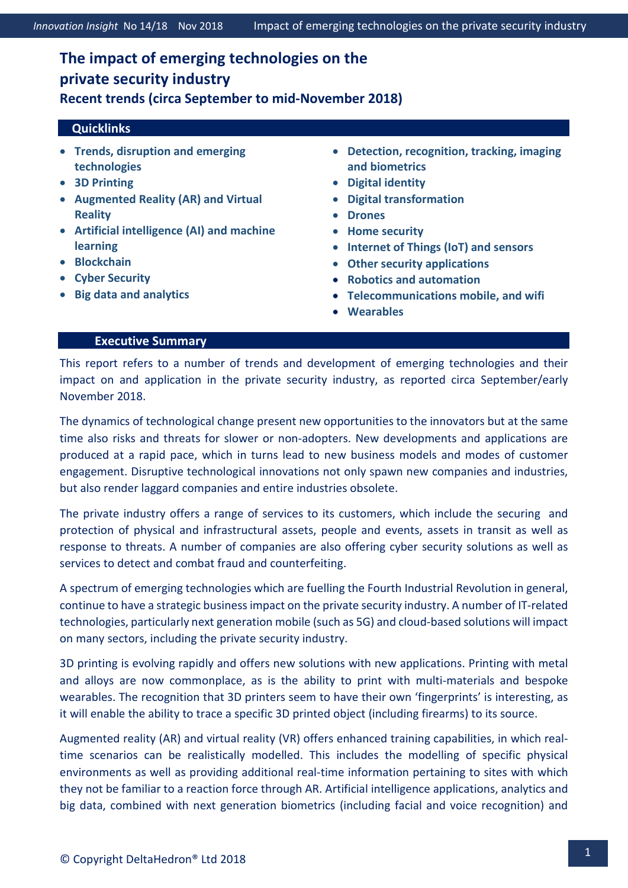# The impact of emerging technologies on the private security industry

### Recent trends (circa September to mid-November 2018)

## Quicklinks

- **Trends, disruption and emerging technologies**
- **3D Printing**
- **Augmented Reality (AR) and Virtual Reality**
- **Artificial intelligence (AI) and machine learning**
- **Blockchain**
- **Cyber Security**
- **Big data and analytics**
- **Detection, recognition, tracking, imaging and biometrics**
- **Digital identity**
- **Digital transformation**
- **Drones**
- **Home security**
- **Internet of Things (IoT) and sensors**
- **Other security applications**
- **Robotics and automation**
- **Telecommunications mobile, and wifi**
- **Wearables**

## Executive Summary

This report refers to a number of trends and development of emerging technologies and their impact on and application in the private security industry, as reported circa September/early November 2018.

The dynamics of technological change present new opportunities to the innovators but at the same time also risks and threats for slower or non-adopters. New developments and applications are produced at a rapid pace, which in turns lead to new business models and modes of customer engagement. Disruptive technological innovations not only spawn new companies and industries, but also render laggard companies and entire industries obsolete.

The private industry offers a range of services to its customers, which include the securing and protection of physical and infrastructural assets, people and events, assets in transit as well as response to threats. A number of companies are also offering cyber security solutions as well as services to detect and combat fraud and counterfeiting.

A spectrum of emerging technologies which are fuelling the Fourth Industrial Revolution in general, continue to have a strategic business impact on the private security industry. A number of IT-related technologies, particularly next generation mobile (such as 5G) and cloud-based solutions will impact on many sectors, including the private security industry.

3D printing is evolving rapidly and offers new solutions with new applications. Printing with metal and alloys are now commonplace, as is the ability to print with multi-materials and bespoke wearables. The recognition that 3D printers seem to have their own 'fingerprints' is interesting, as it will enable the ability to trace a specific 3D printed object (including firearms) to its source.

Augmented reality (AR) and virtual reality (VR) offers enhanced training capabilities, in which real-time scenarios can be realistically modelled. This includes the modelling of specific physical environments as well as providing additional real-time information pertaining to sites with which they not be familiar to a reaction force through AR. Artificial intelligence applications, analytics and big data, combined with next generation biometrics (including facial and voice recognition) and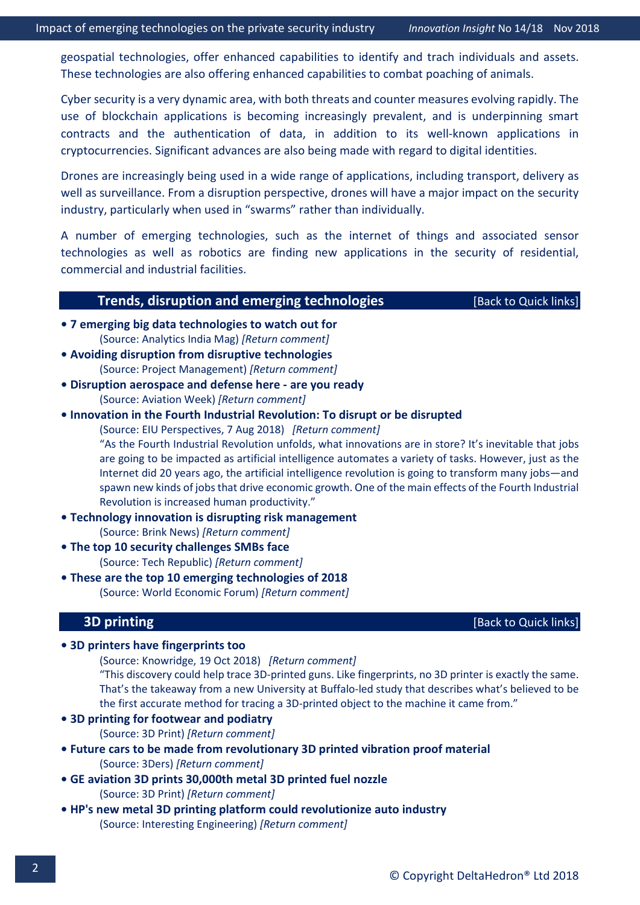geospatial technologies, offer enhanced capabilities to identify and trach individuals and assets. These technologies are also offering enhanced capabilities to combat poaching of animals.

Cyber security is a very dynamic area, with both threats and counter measures evolving rapidly. The use of blockchain applications is becoming increasingly prevalent, and is underpinning smart contracts and the authentication of data, in addition to its well-known applications in cryptocurrencies. Significant advances are also being made with regard to digital identities.

Drones are increasingly being used in a wide range of applications, including transport, delivery as well as surveillance. From a disruption perspective, drones will have a major impact on the security industry, particularly when used in "swarms" rather than individually.

A number of emerging technologies, such as the internet of things and associated sensor technologies as well as robotics are finding new applications in the security of residential, commercial and industrial facilities.

## Trends, disruption and emerging technologies

[Back to Quick links]

- **7 emerging big data technologies to watch out for**
  (Source: Analytics India Mag) *[Return comment]*
- **Avoiding disruption from disruptive technologies**
  (Source: Project Management) *[Return comment]*
- **Disruption aerospace and defense here - are you ready**
  (Source: Aviation Week) *[Return comment]*
- **Innovation in the Fourth Industrial Revolution: To disrupt or be disrupted**
  (Source: EIU Perspectives, 7 Aug 2018) *[Return comment]*
  "As the Fourth Industrial Revolution unfolds, what innovations are in store? It's inevitable that jobs are going to be impacted as artificial intelligence automates a variety of tasks. However, just as the Internet did 20 years ago, the artificial intelligence revolution is going to transform many jobs—and spawn new kinds of jobs that drive economic growth. One of the main effects of the Fourth Industrial Revolution is increased human productivity."
- **Technology innovation is disrupting risk management**
  (Source: Brink News) *[Return comment]*
- **The top 10 security challenges SMBs face**
  (Source: Tech Republic) *[Return comment]*
- **These are the top 10 emerging technologies of 2018**
  (Source: World Economic Forum) *[Return comment]*

## 3D printing

[Back to Quick links]

- **3D printers have fingerprints too**
  (Source: Knowridge, 19 Oct 2018) *[Return comment]*
  "This discovery could help trace 3D-printed guns. Like fingerprints, no 3D printer is exactly the same. That's the takeaway from a new University at Buffalo-led study that describes what's believed to be the first accurate method for tracing a 3D-printed object to the machine it came from."
- **3D printing for footwear and podiatry**
  (Source: 3D Print) *[Return comment]*
- **Future cars to be made from revolutionary 3D printed vibration proof material**
  (Source: 3Ders) *[Return comment]*
- **GE aviation 3D prints 30,000th metal 3D printed fuel nozzle**
  (Source: 3D Print) *[Return comment]*
- **HP's new metal 3D printing platform could revolutionize auto industry**
  (Source: Interesting Engineering) *[Return comment]*

© Copyright DeltaHedron® Ltd 2018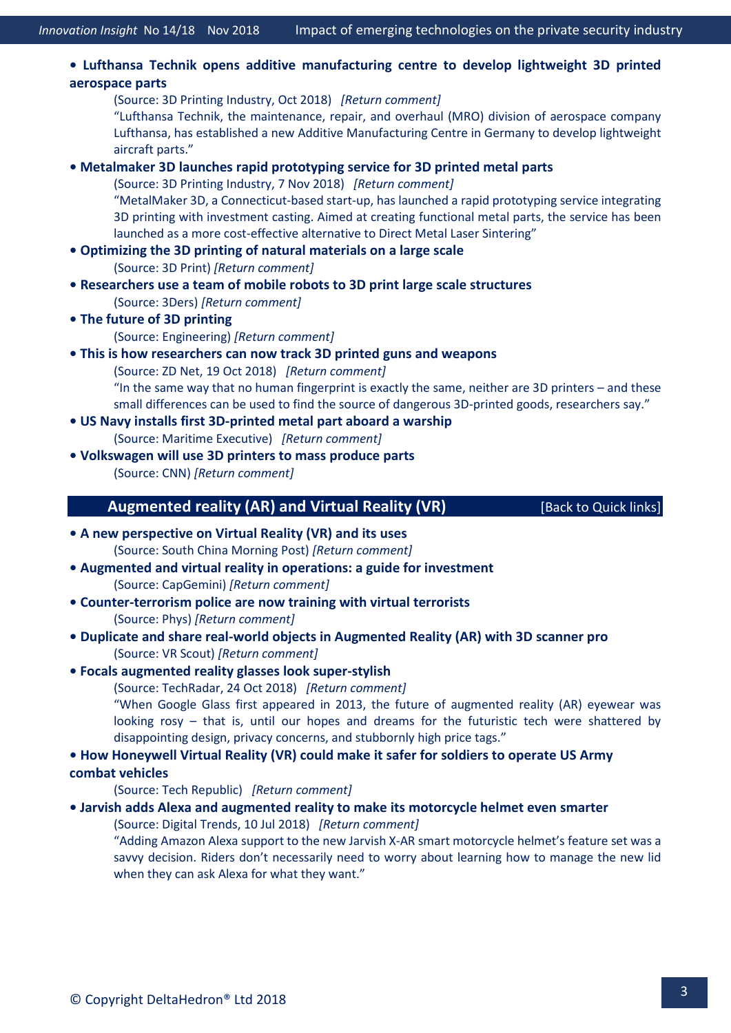- **Lufthansa Technik opens additive manufacturing centre to develop lightweight 3D printed aerospace parts**

  (Source: 3D Printing Industry, Oct 2018) *[Return comment]*

  "Lufthansa Technik, the maintenance, repair, and overhaul (MRO) division of aerospace company Lufthansa, has established a new Additive Manufacturing Centre in Germany to develop lightweight aircraft parts."

- **Metalmaker 3D launches rapid prototyping service for 3D printed metal parts**

  (Source: 3D Printing Industry, 7 Nov 2018) *[Return comment]*

  "MetalMaker 3D, a Connecticut-based start-up, has launched a rapid prototyping service integrating 3D printing with investment casting. Aimed at creating functional metal parts, the service has been launched as a more cost-effective alternative to Direct Metal Laser Sintering"

- **Optimizing the 3D printing of natural materials on a large scale**

  (Source: 3D Print) *[Return comment]*

- **Researchers use a team of mobile robots to 3D print large scale structures**

  (Source: 3Ders) *[Return comment]*

- **The future of 3D printing**

  (Source: Engineering) *[Return comment]*

- **This is how researchers can now track 3D printed guns and weapons**

  (Source: ZD Net, 19 Oct 2018) *[Return comment]*

  "In the same way that no human fingerprint is exactly the same, neither are 3D printers – and these small differences can be used to find the source of dangerous 3D-printed goods, researchers say."

- **US Navy installs first 3D-printed metal part aboard a warship**

  (Source: Maritime Executive) *[Return comment]*

- **Volkswagen will use 3D printers to mass produce parts**

  (Source: CNN) *[Return comment]*

## Augmented reality (AR) and Virtual Reality (VR)

[Back to Quick links]

- **A new perspective on Virtual Reality (VR) and its uses**

  (Source: South China Morning Post) *[Return comment]*

- **Augmented and virtual reality in operations: a guide for investment**

  (Source: CapGemini) *[Return comment]*

- **Counter-terrorism police are now training with virtual terrorists**

  (Source: Phys) *[Return comment]*

- **Duplicate and share real-world objects in Augmented Reality (AR) with 3D scanner pro**

  (Source: VR Scout) *[Return comment]*

- **Focals augmented reality glasses look super-stylish**

  (Source: TechRadar, 24 Oct 2018) *[Return comment]*

  "When Google Glass first appeared in 2013, the future of augmented reality (AR) eyewear was looking rosy – that is, until our hopes and dreams for the futuristic tech were shattered by disappointing design, privacy concerns, and stubbornly high price tags."

- **How Honeywell Virtual Reality (VR) could make it safer for soldiers to operate US Army combat vehicles**

  (Source: Tech Republic) *[Return comment]*

- **Jarvish adds Alexa and augmented reality to make its motorcycle helmet even smarter**

  (Source: Digital Trends, 10 Jul 2018) *[Return comment]*

  "Adding Amazon Alexa support to the new Jarvish X-AR smart motorcycle helmet's feature set was a savvy decision. Riders don't necessarily need to worry about learning how to manage the new lid when they can ask Alexa for what they want."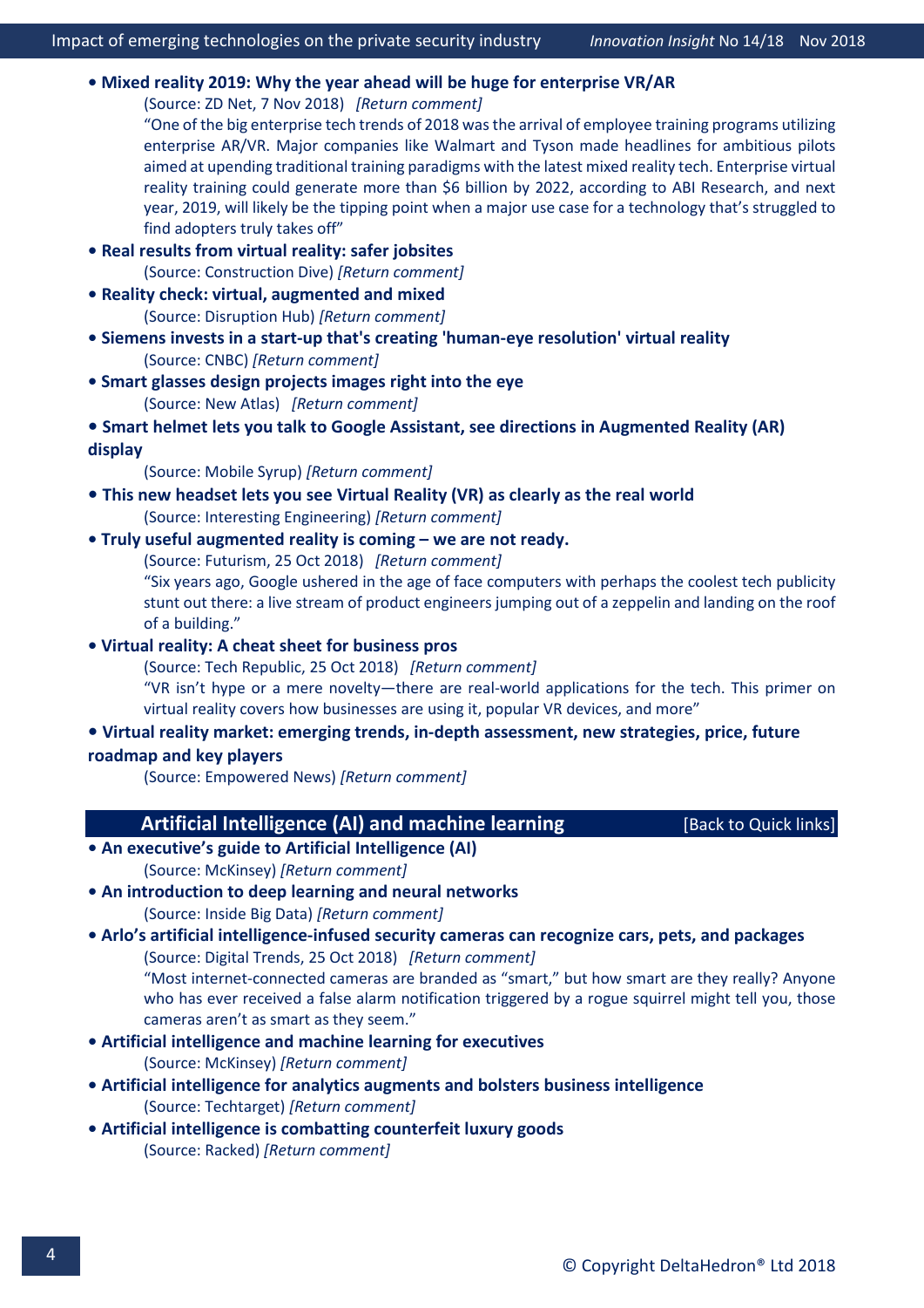- **Mixed reality 2019: Why the year ahead will be huge for enterprise VR/AR**

  (Source: ZD Net, 7 Nov 2018) *[Return comment]*

  "One of the big enterprise tech trends of 2018 was the arrival of employee training programs utilizing enterprise AR/VR. Major companies like Walmart and Tyson made headlines for ambitious pilots aimed at upending traditional training paradigms with the latest mixed reality tech. Enterprise virtual reality training could generate more than $6 billion by 2022, according to ABI Research, and next year, 2019, will likely be the tipping point when a major use case for a technology that's struggled to find adopters truly takes off"

- **Real results from virtual reality: safer jobsites**

  (Source: Construction Dive) *[Return comment]*

- **Reality check: virtual, augmented and mixed**

  (Source: Disruption Hub) *[Return comment]*

- **Siemens invests in a start-up that's creating 'human-eye resolution' virtual reality**

  (Source: CNBC) *[Return comment]*

- **Smart glasses design projects images right into the eye**

  (Source: New Atlas) *[Return comment]*

- **Smart helmet lets you talk to Google Assistant, see directions in Augmented Reality (AR) display**

  (Source: Mobile Syrup) *[Return comment]*

- **This new headset lets you see Virtual Reality (VR) as clearly as the real world**

  (Source: Interesting Engineering) *[Return comment]*

- **Truly useful augmented reality is coming – we are not ready.**

  (Source: Futurism, 25 Oct 2018) *[Return comment]*

  "Six years ago, Google ushered in the age of face computers with perhaps the coolest tech publicity stunt out there: a live stream of product engineers jumping out of a zeppelin and landing on the roof of a building."

- **Virtual reality: A cheat sheet for business pros**

  (Source: Tech Republic, 25 Oct 2018) *[Return comment]*

  "VR isn't hype or a mere novelty—there are real-world applications for the tech. This primer on virtual reality covers how businesses are using it, popular VR devices, and more"

- **Virtual reality market: emerging trends, in-depth assessment, new strategies, price, future roadmap and key players**

  (Source: Empowered News) *[Return comment]*

## Artificial Intelligence (AI) and machine learning

[Back to Quick links]

- **An executive's guide to Artificial Intelligence (AI)**

  (Source: McKinsey) *[Return comment]*

- **An introduction to deep learning and neural networks**

  (Source: Inside Big Data) *[Return comment]*

- **Arlo's artificial intelligence-infused security cameras can recognize cars, pets, and packages**

  (Source: Digital Trends, 25 Oct 2018) *[Return comment]*

  "Most internet-connected cameras are branded as "smart," but how smart are they really? Anyone who has ever received a false alarm notification triggered by a rogue squirrel might tell you, those cameras aren't as smart as they seem."

- **Artificial intelligence and machine learning for executives**

  (Source: McKinsey) *[Return comment]*

- **Artificial intelligence for analytics augments and bolsters business intelligence**

  (Source: Techtarget) *[Return comment]*

- **Artificial intelligence is combatting counterfeit luxury goods**

  (Source: Racked) *[Return comment]*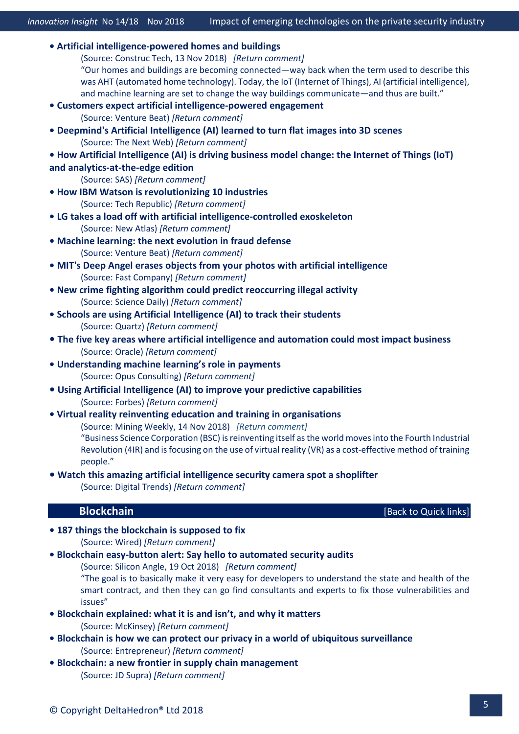- **Artificial intelligence-powered homes and buildings**
  (Source: Construc Tech, 13 Nov 2018) *[Return comment]*
  "Our homes and buildings are becoming connected—way back when the term used to describe this was AHT (automated home technology). Today, the IoT (Internet of Things), AI (artificial intelligence), and machine learning are set to change the way buildings communicate—and thus are built."
- **Customers expect artificial intelligence-powered engagement**
  (Source: Venture Beat) *[Return comment]*
- **Deepmind's Artificial Intelligence (AI) learned to turn flat images into 3D scenes**
  (Source: The Next Web) *[Return comment]*
- **How Artificial Intelligence (AI) is driving business model change: the Internet of Things (IoT) and analytics-at-the-edge edition**
  (Source: SAS) *[Return comment]*
- **How IBM Watson is revolutionizing 10 industries**
  (Source: Tech Republic) *[Return comment]*
- **LG takes a load off with artificial intelligence-controlled exoskeleton**
  (Source: New Atlas) *[Return comment]*
- **Machine learning: the next evolution in fraud defense**
  (Source: Venture Beat) *[Return comment]*
- **MIT's Deep Angel erases objects from your photos with artificial intelligence**
  (Source: Fast Company) *[Return comment]*
- **New crime fighting algorithm could predict reoccurring illegal activity**
  (Source: Science Daily) *[Return comment]*
- **Schools are using Artificial Intelligence (AI) to track their students**
  (Source: Quartz) *[Return comment]*
- **The five key areas where artificial intelligence and automation could most impact business**
  (Source: Oracle) *[Return comment]*
- **Understanding machine learning's role in payments**
  (Source: Opus Consulting) *[Return comment]*
- **Using Artificial Intelligence (AI) to improve your predictive capabilities**
  (Source: Forbes) *[Return comment]*
- **Virtual reality reinventing education and training in organisations**
  (Source: Mining Weekly, 14 Nov 2018) *[Return comment]*
  "Business Science Corporation (BSC) is reinventing itself as the world moves into the Fourth Industrial Revolution (4IR) and is focusing on the use of virtual reality (VR) as a cost-effective method of training people."
- **Watch this amazing artificial intelligence security camera spot a shoplifter**
  (Source: Digital Trends) *[Return comment]*

## Blockchain

[Back to Quick links]

- **187 things the blockchain is supposed to fix**
  (Source: Wired) *[Return comment]*
- **Blockchain easy-button alert: Say hello to automated security audits**
  (Source: Silicon Angle, 19 Oct 2018) *[Return comment]*
  "The goal is to basically make it very easy for developers to understand the state and health of the smart contract, and then they can go find consultants and experts to fix those vulnerabilities and issues"
- **Blockchain explained: what it is and isn't, and why it matters**
  (Source: McKinsey) *[Return comment]*
- **Blockchain is how we can protect our privacy in a world of ubiquitous surveillance**
  (Source: Entrepreneur) *[Return comment]*
- **Blockchain: a new frontier in supply chain management**
  (Source: JD Supra) *[Return comment]*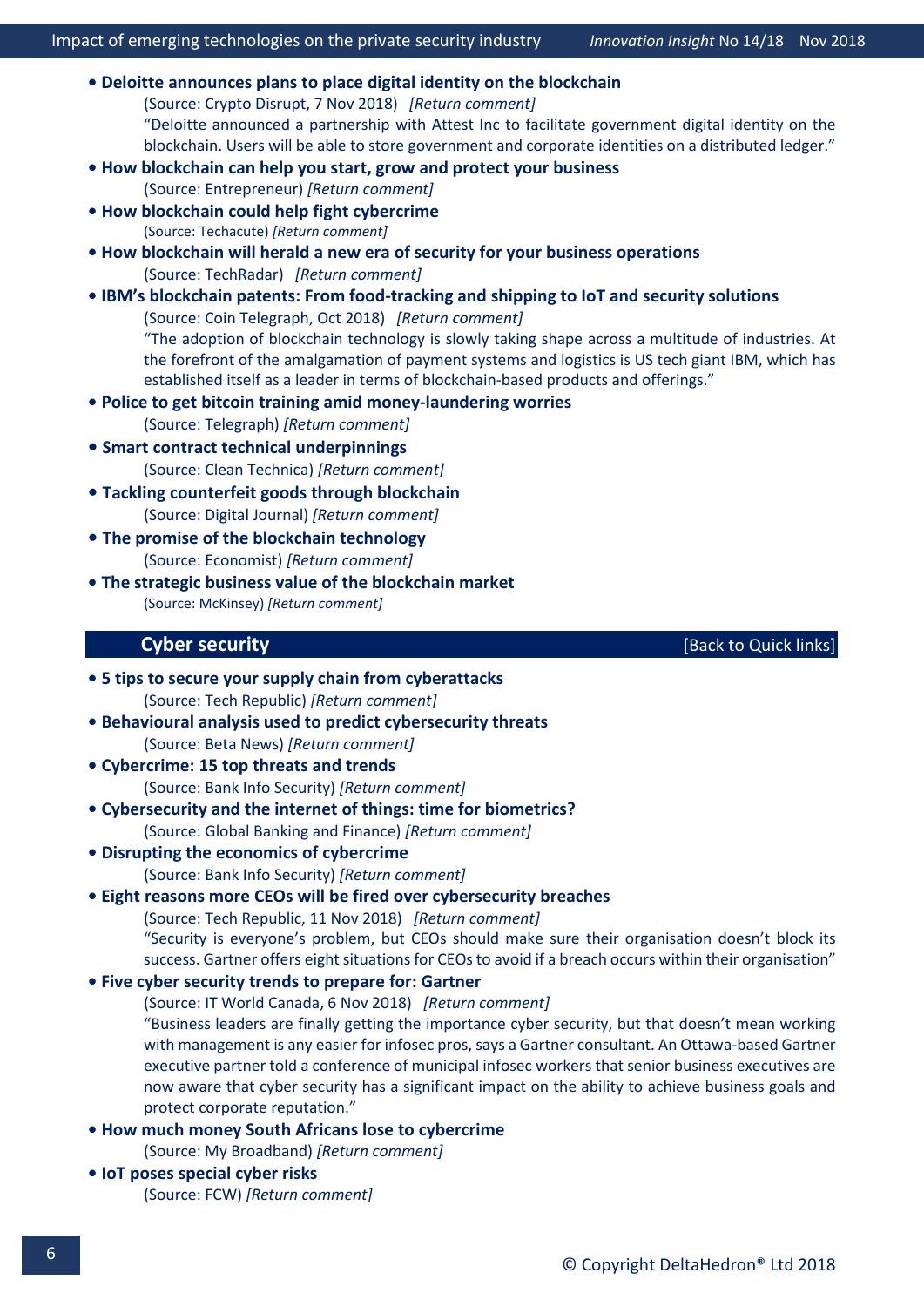- **Deloitte announces plans to place digital identity on the blockchain**
  (Source: Crypto Disrupt, 7 Nov 2018) *[Return comment]*
  "Deloitte announced a partnership with Attest Inc to facilitate government digital identity on the blockchain. Users will be able to store government and corporate identities on a distributed ledger."
- **How blockchain can help you start, grow and protect your business**
  (Source: Entrepreneur) *[Return comment]*
- **How blockchain could help fight cybercrime**
  (Source: Techacute) *[Return comment]*
- **How blockchain will herald a new era of security for your business operations**
  (Source: TechRadar) *[Return comment]*
- **IBM's blockchain patents: From food-tracking and shipping to IoT and security solutions**
  (Source: Coin Telegraph, Oct 2018) *[Return comment]*
  "The adoption of blockchain technology is slowly taking shape across a multitude of industries. At the forefront of the amalgamation of payment systems and logistics is US tech giant IBM, which has established itself as a leader in terms of blockchain-based products and offerings."
- **Police to get bitcoin training amid money-laundering worries**
  (Source: Telegraph) *[Return comment]*
- **Smart contract technical underpinnings**
  (Source: Clean Technica) *[Return comment]*
- **Tackling counterfeit goods through blockchain**
  (Source: Digital Journal) *[Return comment]*
- **The promise of the blockchain technology**
  (Source: Economist) *[Return comment]*
- **The strategic business value of the blockchain market**
  (Source: McKinsey) *[Return comment]*

## Cyber security

[Back to Quick links]

- **5 tips to secure your supply chain from cyberattacks**
  (Source: Tech Republic) *[Return comment]*
- **Behavioural analysis used to predict cybersecurity threats**
  (Source: Beta News) *[Return comment]*
- **Cybercrime: 15 top threats and trends**
  (Source: Bank Info Security) *[Return comment]*
- **Cybersecurity and the internet of things: time for biometrics?**
  (Source: Global Banking and Finance) *[Return comment]*
- **Disrupting the economics of cybercrime**
  (Source: Bank Info Security) *[Return comment]*
- **Eight reasons more CEOs will be fired over cybersecurity breaches**
  (Source: Tech Republic, 11 Nov 2018) *[Return comment]*
  "Security is everyone's problem, but CEOs should make sure their organisation doesn't block its success. Gartner offers eight situations for CEOs to avoid if a breach occurs within their organisation"
- **Five cyber security trends to prepare for: Gartner**
  (Source: IT World Canada, 6 Nov 2018) *[Return comment]*
  "Business leaders are finally getting the importance cyber security, but that doesn't mean working with management is any easier for infosec pros, says a Gartner consultant. An Ottawa-based Gartner executive partner told a conference of municipal infosec workers that senior business executives are now aware that cyber security has a significant impact on the ability to achieve business goals and protect corporate reputation."
- **How much money South Africans lose to cybercrime**
  (Source: My Broadband) *[Return comment]*
- **IoT poses special cyber risks**
  (Source: FCW) *[Return comment]*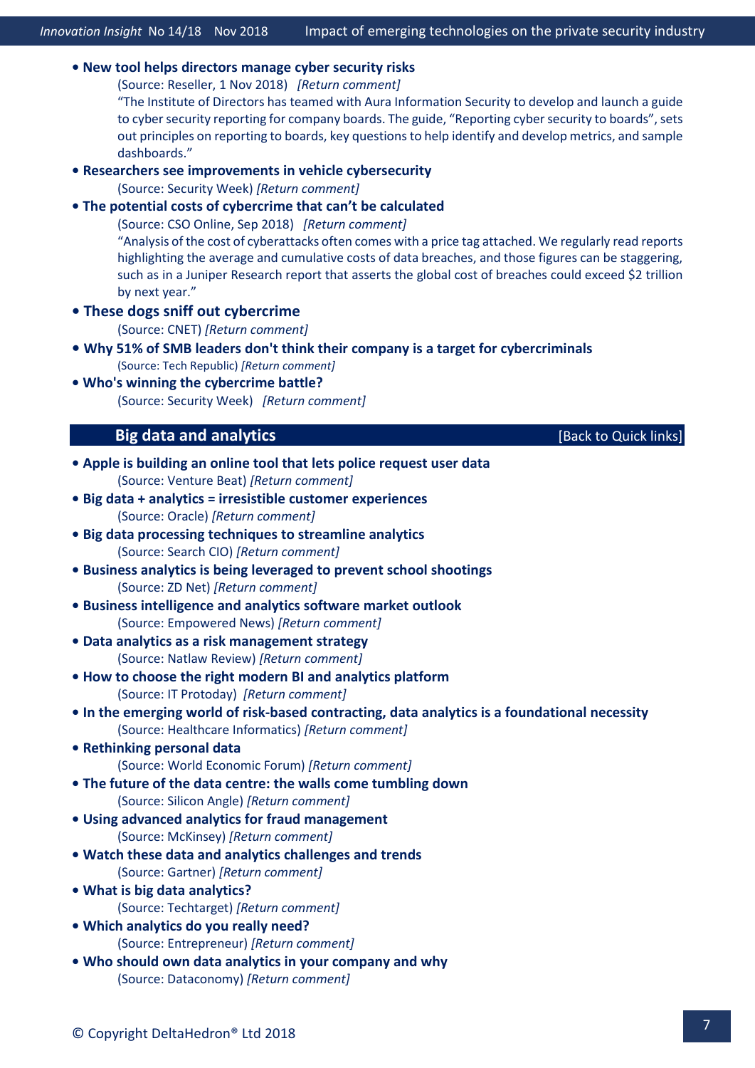- **New tool helps directors manage cyber security risks**
  (Source: Reseller, 1 Nov 2018) *[Return comment]*
  "The Institute of Directors has teamed with Aura Information Security to develop and launch a guide to cyber security reporting for company boards. The guide, "Reporting cyber security to boards", sets out principles on reporting to boards, key questions to help identify and develop metrics, and sample dashboards."
- **Researchers see improvements in vehicle cybersecurity**
  (Source: Security Week) *[Return comment]*
- **The potential costs of cybercrime that can't be calculated**
  (Source: CSO Online, Sep 2018) *[Return comment]*
  "Analysis of the cost of cyberattacks often comes with a price tag attached. We regularly read reports highlighting the average and cumulative costs of data breaches, and those figures can be staggering, such as in a Juniper Research report that asserts the global cost of breaches could exceed $2 trillion by next year."
- **These dogs sniff out cybercrime**
  (Source: CNET) *[Return comment]*
- **Why 51% of SMB leaders don't think their company is a target for cybercriminals**
  (Source: Tech Republic) *[Return comment]*
- **Who's winning the cybercrime battle?**
  (Source: Security Week) *[Return comment]*

## Big data and analytics

[Back to Quick links]

- **Apple is building an online tool that lets police request user data**
  (Source: Venture Beat) *[Return comment]*
- **Big data + analytics = irresistible customer experiences**
  (Source: Oracle) *[Return comment]*
- **Big data processing techniques to streamline analytics**
  (Source: Search CIO) *[Return comment]*
- **Business analytics is being leveraged to prevent school shootings**
  (Source: ZD Net) *[Return comment]*
- **Business intelligence and analytics software market outlook**
  (Source: Empowered News) *[Return comment]*
- **Data analytics as a risk management strategy**
  (Source: Natlaw Review) *[Return comment]*
- **How to choose the right modern BI and analytics platform**
  (Source: IT Protoday) *[Return comment]*
- **In the emerging world of risk-based contracting, data analytics is a foundational necessity**
  (Source: Healthcare Informatics) *[Return comment]*
- **Rethinking personal data**
  (Source: World Economic Forum) *[Return comment]*
- **The future of the data centre: the walls come tumbling down**
  (Source: Silicon Angle) *[Return comment]*
- **Using advanced analytics for fraud management**
  (Source: McKinsey) *[Return comment]*
- **Watch these data and analytics challenges and trends**
  (Source: Gartner) *[Return comment]*
- **What is big data analytics?**
  (Source: Techtarget) *[Return comment]*
- **Which analytics do you really need?**
  (Source: Entrepreneur) *[Return comment]*
- **Who should own data analytics in your company and why**
  (Source: Dataconomy) *[Return comment]*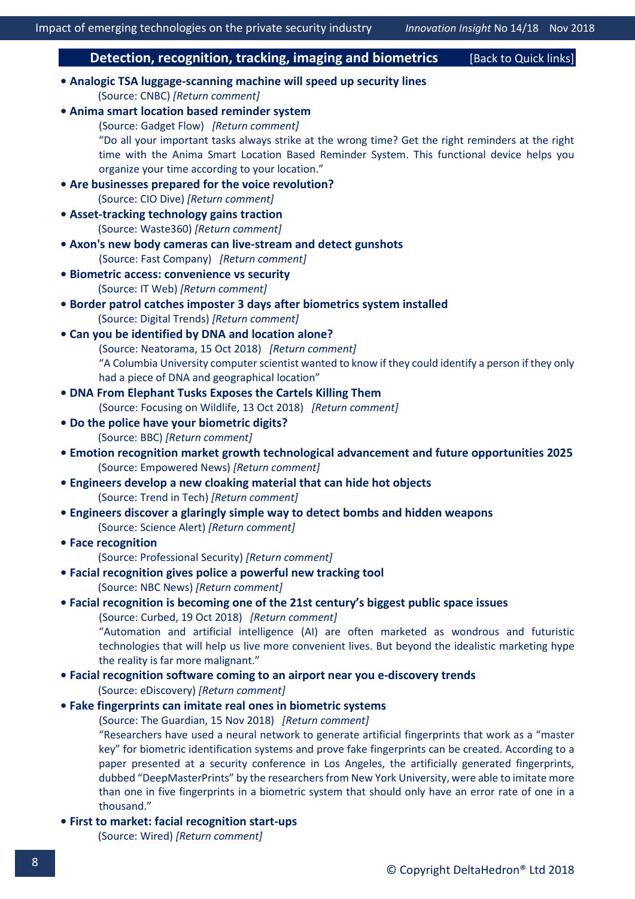## Detection, recognition, tracking, imaging and biometrics [Back to Quick links]

- **Analogic TSA luggage-scanning machine will speed up security lines**
  (Source: CNBC) *[Return comment]*
- **Anima smart location based reminder system**
  (Source: Gadget Flow) *[Return comment]*
  "Do all your important tasks always strike at the wrong time? Get the right reminders at the right time with the Anima Smart Location Based Reminder System. This functional device helps you organize your time according to your location."
- **Are businesses prepared for the voice revolution?**
  (Source: CIO Dive) *[Return comment]*
- **Asset-tracking technology gains traction**
  (Source: Waste360) *[Return comment]*
- **Axon's new body cameras can live-stream and detect gunshots**
  (Source: Fast Company) *[Return comment]*
- **Biometric access: convenience vs security**
  (Source: IT Web) *[Return comment]*
- **Border patrol catches imposter 3 days after biometrics system installed**
  (Source: Digital Trends) *[Return comment]*
- **Can you be identified by DNA and location alone?**
  (Source: Neatorama, 15 Oct 2018) *[Return comment]*
  "A Columbia University computer scientist wanted to know if they could identify a person if they only had a piece of DNA and geographical location"
- **DNA From Elephant Tusks Exposes the Cartels Killing Them**
  (Source: Focusing on Wildlife, 13 Oct 2018) *[Return comment]*
- **Do the police have your biometric digits?**
  (Source: BBC) *[Return comment]*
- **Emotion recognition market growth technological advancement and future opportunities 2025**
  (Source: Empowered News) *[Return comment]*
- **Engineers develop a new cloaking material that can hide hot objects**
  (Source: Trend in Tech) *[Return comment]*
- **Engineers discover a glaringly simple way to detect bombs and hidden weapons**
  (Source: Science Alert) *[Return comment]*
- **Face recognition**
  (Source: Professional Security) *[Return comment]*
- **Facial recognition gives police a powerful new tracking tool**
  (Source: NBC News) *[Return comment]*
- **Facial recognition is becoming one of the 21st century's biggest public space issues**
  (Source: Curbed, 19 Oct 2018) *[Return comment]*
  "Automation and artificial intelligence (AI) are often marketed as wondrous and futuristic technologies that will help us live more convenient lives. But beyond the idealistic marketing hype the reality is far more malignant."
- **Facial recognition software coming to an airport near you e-discovery trends**
  (Source: eDiscovery) *[Return comment]*
- **Fake fingerprints can imitate real ones in biometric systems**
  (Source: The Guardian, 15 Nov 2018) *[Return comment]*
  "Researchers have used a neural network to generate artificial fingerprints that work as a "master key" for biometric identification systems and prove fake fingerprints can be created. According to a paper presented at a security conference in Los Angeles, the artificially generated fingerprints, dubbed "DeepMasterPrints" by the researchers from New York University, were able to imitate more than one in five fingerprints in a biometric system that should only have an error rate of one in a thousand."
- **First to market: facial recognition start-ups**
  (Source: Wired) *[Return comment]*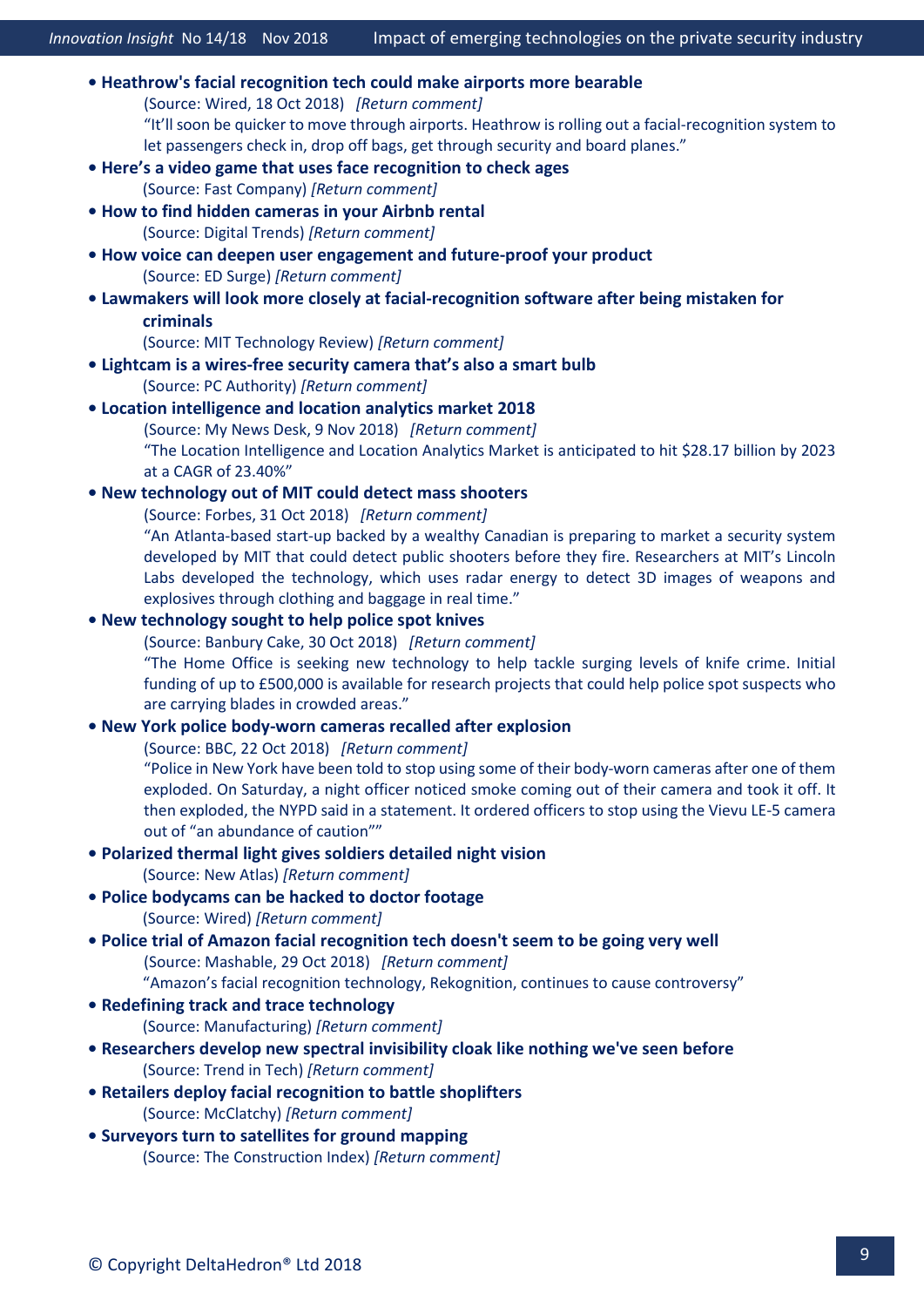- **Heathrow's facial recognition tech could make airports more bearable**
  (Source: Wired, 18 Oct 2018) *[Return comment]*
  "It'll soon be quicker to move through airports. Heathrow is rolling out a facial-recognition system to let passengers check in, drop off bags, get through security and board planes."
- **Here's a video game that uses face recognition to check ages**
  (Source: Fast Company) *[Return comment]*
- **How to find hidden cameras in your Airbnb rental**
  (Source: Digital Trends) *[Return comment]*
- **How voice can deepen user engagement and future-proof your product**
  (Source: ED Surge) *[Return comment]*
- **Lawmakers will look more closely at facial-recognition software after being mistaken for criminals**
  (Source: MIT Technology Review) *[Return comment]*
- **Lightcam is a wires-free security camera that's also a smart bulb**
  (Source: PC Authority) *[Return comment]*
- **Location intelligence and location analytics market 2018**
  (Source: My News Desk, 9 Nov 2018) *[Return comment]*
  "The Location Intelligence and Location Analytics Market is anticipated to hit $28.17 billion by 2023 at a CAGR of 23.40%"
- **New technology out of MIT could detect mass shooters**
  (Source: Forbes, 31 Oct 2018) *[Return comment]*
  "An Atlanta-based start-up backed by a wealthy Canadian is preparing to market a security system developed by MIT that could detect public shooters before they fire. Researchers at MIT's Lincoln Labs developed the technology, which uses radar energy to detect 3D images of weapons and explosives through clothing and baggage in real time."
- **New technology sought to help police spot knives**
  (Source: Banbury Cake, 30 Oct 2018) *[Return comment]*
  "The Home Office is seeking new technology to help tackle surging levels of knife crime. Initial funding of up to £500,000 is available for research projects that could help police spot suspects who are carrying blades in crowded areas."
- **New York police body-worn cameras recalled after explosion**
  (Source: BBC, 22 Oct 2018) *[Return comment]*
  "Police in New York have been told to stop using some of their body-worn cameras after one of them exploded. On Saturday, a night officer noticed smoke coming out of their camera and took it off. It then exploded, the NYPD said in a statement. It ordered officers to stop using the Vievu LE-5 camera out of "an abundance of caution""
- **Polarized thermal light gives soldiers detailed night vision**
  (Source: New Atlas) *[Return comment]*
- **Police bodycams can be hacked to doctor footage**
  (Source: Wired) *[Return comment]*
- **Police trial of Amazon facial recognition tech doesn't seem to be going very well**
  (Source: Mashable, 29 Oct 2018) *[Return comment]*
  "Amazon's facial recognition technology, Rekognition, continues to cause controversy"
- **Redefining track and trace technology**
  (Source: Manufacturing) *[Return comment]*
- **Researchers develop new spectral invisibility cloak like nothing we've seen before**
  (Source: Trend in Tech) *[Return comment]*
- **Retailers deploy facial recognition to battle shoplifters**
  (Source: McClatchy) *[Return comment]*
- **Surveyors turn to satellites for ground mapping**
  (Source: The Construction Index) *[Return comment]*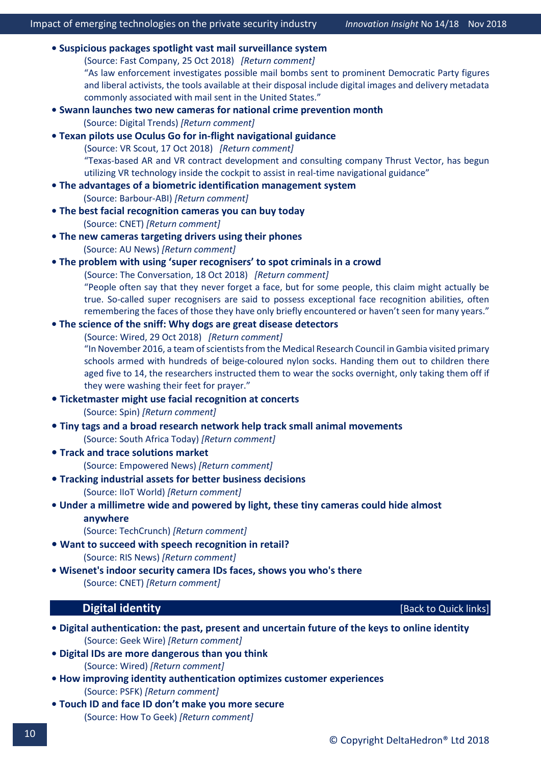- **Suspicious packages spotlight vast mail surveillance system**
  (Source: Fast Company, 25 Oct 2018) *[Return comment]*
  "As law enforcement investigates possible mail bombs sent to prominent Democratic Party figures and liberal activists, the tools available at their disposal include digital images and delivery metadata commonly associated with mail sent in the United States."
- **Swann launches two new cameras for national crime prevention month**
  (Source: Digital Trends) *[Return comment]*
- **Texan pilots use Oculus Go for in-flight navigational guidance**
  (Source: VR Scout, 17 Oct 2018) *[Return comment]*
  "Texas-based AR and VR contract development and consulting company Thrust Vector, has begun utilizing VR technology inside the cockpit to assist in real-time navigational guidance"
- **The advantages of a biometric identification management system**
  (Source: Barbour-ABI) *[Return comment]*
- **The best facial recognition cameras you can buy today**
  (Source: CNET) *[Return comment]*
- **The new cameras targeting drivers using their phones**
  (Source: AU News) *[Return comment]*
- **The problem with using 'super recognisers' to spot criminals in a crowd**
  (Source: The Conversation, 18 Oct 2018) *[Return comment]*
  "People often say that they never forget a face, but for some people, this claim might actually be true. So-called super recognisers are said to possess exceptional face recognition abilities, often remembering the faces of those they have only briefly encountered or haven't seen for many years."
- **The science of the sniff: Why dogs are great disease detectors**
  (Source: Wired, 29 Oct 2018) *[Return comment]*
  "In November 2016, a team of scientists from the Medical Research Council in Gambia visited primary schools armed with hundreds of beige-coloured nylon socks. Handing them out to children there aged five to 14, the researchers instructed them to wear the socks overnight, only taking them off if they were washing their feet for prayer."
- **Ticketmaster might use facial recognition at concerts**
  (Source: Spin) *[Return comment]*
- **Tiny tags and a broad research network help track small animal movements**
  (Source: South Africa Today) *[Return comment]*
- **Track and trace solutions market**
  (Source: Empowered News) *[Return comment]*
- **Tracking industrial assets for better business decisions**
  (Source: IIoT World) *[Return comment]*
- **Under a millimetre wide and powered by light, these tiny cameras could hide almost anywhere**
  (Source: TechCrunch) *[Return comment]*
- **Want to succeed with speech recognition in retail?**
  (Source: RIS News) *[Return comment]*
- **Wisenet's indoor security camera IDs faces, shows you who's there**
  (Source: CNET) *[Return comment]*

## Digital identity

[Back to Quick links]

- **Digital authentication: the past, present and uncertain future of the keys to online identity**
  (Source: Geek Wire) *[Return comment]*
- **Digital IDs are more dangerous than you think**
  (Source: Wired) *[Return comment]*
- **How improving identity authentication optimizes customer experiences**
  (Source: PSFK) *[Return comment]*
- **Touch ID and face ID don't make you more secure**
  (Source: How To Geek) *[Return comment]*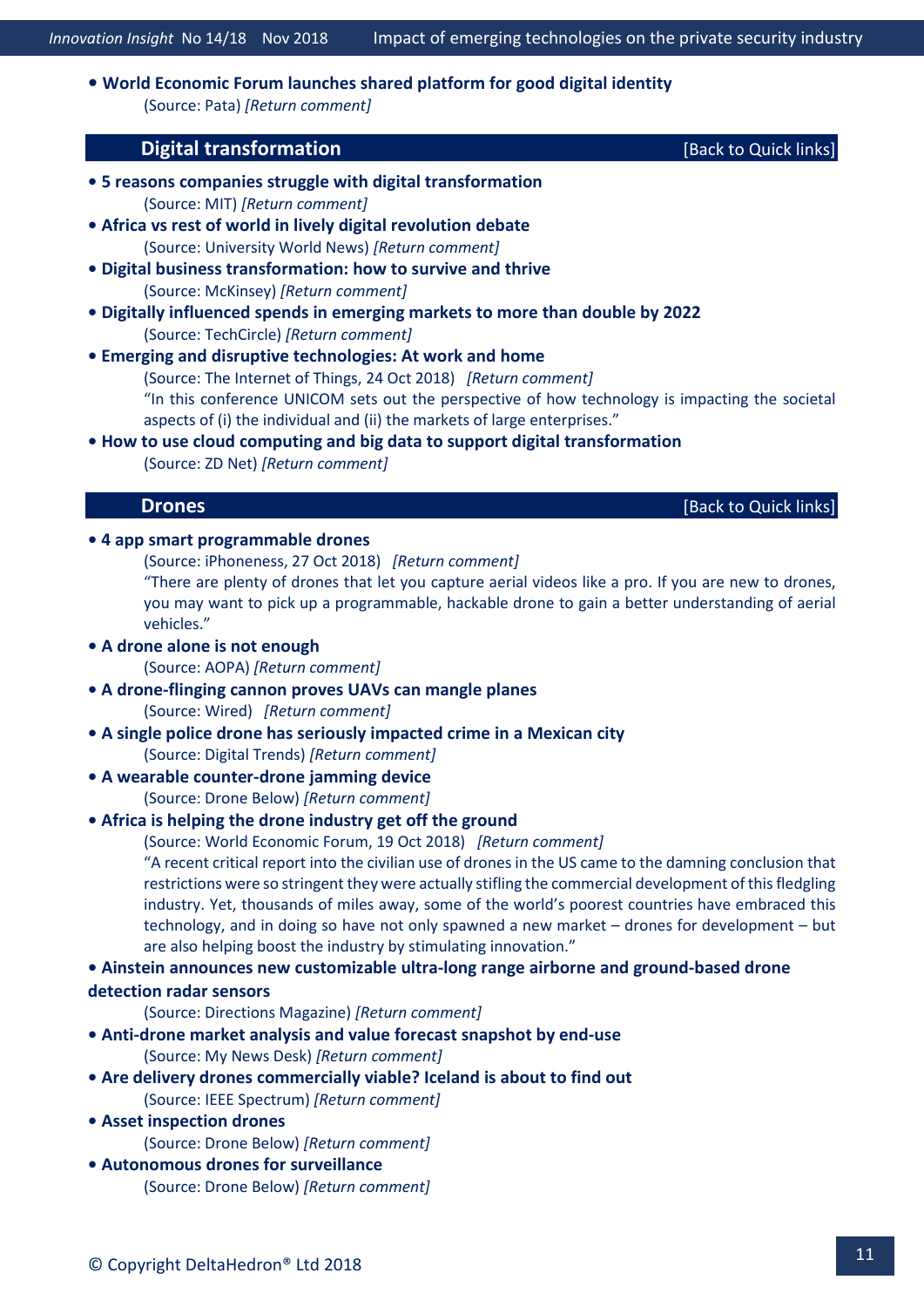- **World Economic Forum launches shared platform for good digital identity**
  (Source: Pata) *[Return comment]*

## Digital transformation [Back to Quick links]

- **5 reasons companies struggle with digital transformation**
  (Source: MIT) *[Return comment]*
- **Africa vs rest of world in lively digital revolution debate**
  (Source: University World News) *[Return comment]*
- **Digital business transformation: how to survive and thrive**
  (Source: McKinsey) *[Return comment]*
- **Digitally influenced spends in emerging markets to more than double by 2022**
  (Source: TechCircle) *[Return comment]*
- **Emerging and disruptive technologies: At work and home**
  (Source: The Internet of Things, 24 Oct 2018) *[Return comment]*
  "In this conference UNICOM sets out the perspective of how technology is impacting the societal aspects of (i) the individual and (ii) the markets of large enterprises."
- **How to use cloud computing and big data to support digital transformation**
  (Source: ZD Net) *[Return comment]*

## Drones [Back to Quick links]

- **4 app smart programmable drones**
  (Source: iPhoneness, 27 Oct 2018) *[Return comment]*
  "There are plenty of drones that let you capture aerial videos like a pro. If you are new to drones, you may want to pick up a programmable, hackable drone to gain a better understanding of aerial vehicles."
- **A drone alone is not enough**
  (Source: AOPA) *[Return comment]*
- **A drone-flinging cannon proves UAVs can mangle planes**
  (Source: Wired) *[Return comment]*
- **A single police drone has seriously impacted crime in a Mexican city**
  (Source: Digital Trends) *[Return comment]*
- **A wearable counter-drone jamming device**
  (Source: Drone Below) *[Return comment]*
- **Africa is helping the drone industry get off the ground**
  (Source: World Economic Forum, 19 Oct 2018) *[Return comment]*
  "A recent critical report into the civilian use of drones in the US came to the damning conclusion that restrictions were so stringent they were actually stifling the commercial development of this fledgling industry. Yet, thousands of miles away, some of the world's poorest countries have embraced this technology, and in doing so have not only spawned a new market – drones for development – but are also helping boost the industry by stimulating innovation."
- **Ainstein announces new customizable ultra-long range airborne and ground-based drone detection radar sensors**
  (Source: Directions Magazine) *[Return comment]*
- **Anti-drone market analysis and value forecast snapshot by end-use**
  (Source: My News Desk) *[Return comment]*
- **Are delivery drones commercially viable? Iceland is about to find out**
  (Source: IEEE Spectrum) *[Return comment]*
- **Asset inspection drones**
  (Source: Drone Below) *[Return comment]*
- **Autonomous drones for surveillance**
  (Source: Drone Below) *[Return comment]*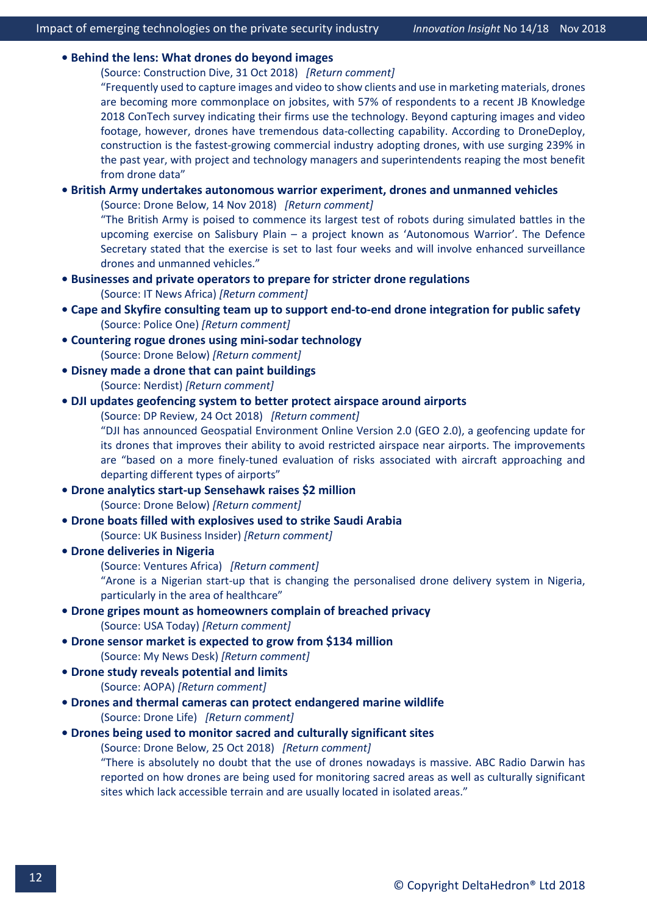- **Behind the lens: What drones do beyond images**
  (Source: Construction Dive, 31 Oct 2018) *[Return comment]*
  "Frequently used to capture images and video to show clients and use in marketing materials, drones are becoming more commonplace on jobsites, with 57% of respondents to a recent JB Knowledge 2018 ConTech survey indicating their firms use the technology. Beyond capturing images and video footage, however, drones have tremendous data-collecting capability. According to DroneDeploy, construction is the fastest-growing commercial industry adopting drones, with use surging 239% in the past year, with project and technology managers and superintendents reaping the most benefit from drone data"

- **British Army undertakes autonomous warrior experiment, drones and unmanned vehicles**
  (Source: Drone Below, 14 Nov 2018) *[Return comment]*
  "The British Army is poised to commence its largest test of robots during simulated battles in the upcoming exercise on Salisbury Plain – a project known as 'Autonomous Warrior'. The Defence Secretary stated that the exercise is set to last four weeks and will involve enhanced surveillance drones and unmanned vehicles."

- **Businesses and private operators to prepare for stricter drone regulations**
  (Source: IT News Africa) *[Return comment]*

- **Cape and Skyfire consulting team up to support end-to-end drone integration for public safety**
  (Source: Police One) *[Return comment]*

- **Countering rogue drones using mini-sodar technology**
  (Source: Drone Below) *[Return comment]*

- **Disney made a drone that can paint buildings**
  (Source: Nerdist) *[Return comment]*

- **DJI updates geofencing system to better protect airspace around airports**
  (Source: DP Review, 24 Oct 2018) *[Return comment]*
  "DJI has announced Geospatial Environment Online Version 2.0 (GEO 2.0), a geofencing update for its drones that improves their ability to avoid restricted airspace near airports. The improvements are "based on a more finely-tuned evaluation of risks associated with aircraft approaching and departing different types of airports"

- **Drone analytics start-up Sensehawk raises $2 million**
  (Source: Drone Below) *[Return comment]*

- **Drone boats filled with explosives used to strike Saudi Arabia**
  (Source: UK Business Insider) *[Return comment]*

- **Drone deliveries in Nigeria**
  (Source: Ventures Africa) *[Return comment]*
  "Arone is a Nigerian start-up that is changing the personalised drone delivery system in Nigeria, particularly in the area of healthcare"

- **Drone gripes mount as homeowners complain of breached privacy**
  (Source: USA Today) *[Return comment]*

- **Drone sensor market is expected to grow from $134 million**
  (Source: My News Desk) *[Return comment]*

- **Drone study reveals potential and limits**
  (Source: AOPA) *[Return comment]*

- **Drones and thermal cameras can protect endangered marine wildlife**
  (Source: Drone Life) *[Return comment]*

- **Drones being used to monitor sacred and culturally significant sites**
  (Source: Drone Below, 25 Oct 2018) *[Return comment]*
  "There is absolutely no doubt that the use of drones nowadays is massive. ABC Radio Darwin has reported on how drones are being used for monitoring sacred areas as well as culturally significant sites which lack accessible terrain and are usually located in isolated areas."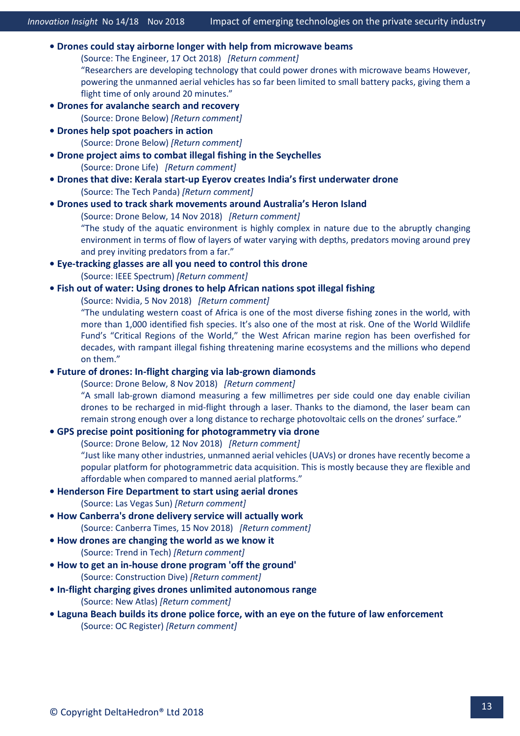- **Drones could stay airborne longer with help from microwave beams**
  (Source: The Engineer, 17 Oct 2018) *[Return comment]*
  "Researchers are developing technology that could power drones with microwave beams However, powering the unmanned aerial vehicles has so far been limited to small battery packs, giving them a flight time of only around 20 minutes."
- **Drones for avalanche search and recovery**
  (Source: Drone Below) *[Return comment]*
- **Drones help spot poachers in action**
  (Source: Drone Below) *[Return comment]*
- **Drone project aims to combat illegal fishing in the Seychelles**
  (Source: Drone Life) *[Return comment]*
- **Drones that dive: Kerala start-up Eyerov creates India's first underwater drone**
  (Source: The Tech Panda) *[Return comment]*
- **Drones used to track shark movements around Australia's Heron Island**
  (Source: Drone Below, 14 Nov 2018) *[Return comment]*
  "The study of the aquatic environment is highly complex in nature due to the abruptly changing environment in terms of flow of layers of water varying with depths, predators moving around prey and prey inviting predators from a far."
- **Eye-tracking glasses are all you need to control this drone**
  (Source: IEEE Spectrum) *[Return comment]*
- **Fish out of water: Using drones to help African nations spot illegal fishing**
  (Source: Nvidia, 5 Nov 2018) *[Return comment]*
  "The undulating western coast of Africa is one of the most diverse fishing zones in the world, with more than 1,000 identified fish species. It's also one of the most at risk. One of the World Wildlife Fund's "Critical Regions of the World," the West African marine region has been overfished for decades, with rampant illegal fishing threatening marine ecosystems and the millions who depend on them."
- **Future of drones: In-flight charging via lab-grown diamonds**
  (Source: Drone Below, 8 Nov 2018) *[Return comment]*
  "A small lab-grown diamond measuring a few millimetres per side could one day enable civilian drones to be recharged in mid-flight through a laser. Thanks to the diamond, the laser beam can remain strong enough over a long distance to recharge photovoltaic cells on the drones' surface."
- **GPS precise point positioning for photogrammetry via drone**
  (Source: Drone Below, 12 Nov 2018) *[Return comment]*
  "Just like many other industries, unmanned aerial vehicles (UAVs) or drones have recently become a popular platform for photogrammetric data acquisition. This is mostly because they are flexible and affordable when compared to manned aerial platforms."
- **Henderson Fire Department to start using aerial drones**
  (Source: Las Vegas Sun) *[Return comment]*
- **How Canberra's drone delivery service will actually work**
  (Source: Canberra Times, 15 Nov 2018) *[Return comment]*
- **How drones are changing the world as we know it**
  (Source: Trend in Tech) *[Return comment]*
- **How to get an in-house drone program 'off the ground'**
  (Source: Construction Dive) *[Return comment]*
- **In-flight charging gives drones unlimited autonomous range**
  (Source: New Atlas) *[Return comment]*
- **Laguna Beach builds its drone police force, with an eye on the future of law enforcement**
  (Source: OC Register) *[Return comment]*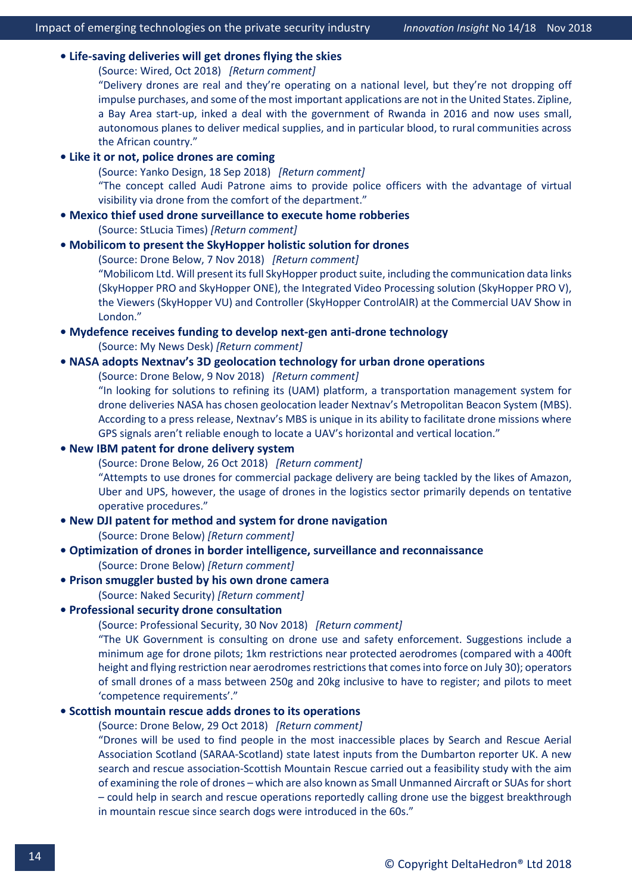- **Life-saving deliveries will get drones flying the skies**

  (Source: Wired, Oct 2018) *[Return comment]*

  "Delivery drones are real and they're operating on a national level, but they're not dropping off impulse purchases, and some of the most important applications are not in the United States. Zipline, a Bay Area start-up, inked a deal with the government of Rwanda in 2016 and now uses small, autonomous planes to deliver medical supplies, and in particular blood, to rural communities across the African country."

- **Like it or not, police drones are coming**

  (Source: Yanko Design, 18 Sep 2018) *[Return comment]*

  "The concept called Audi Patrone aims to provide police officers with the advantage of virtual visibility via drone from the comfort of the department."

- **Mexico thief used drone surveillance to execute home robberies**

  (Source: StLucia Times) *[Return comment]*

- **Mobilicom to present the SkyHopper holistic solution for drones**

  (Source: Drone Below, 7 Nov 2018) *[Return comment]*

  "Mobilicom Ltd. Will present its full SkyHopper product suite, including the communication data links (SkyHopper PRO and SkyHopper ONE), the Integrated Video Processing solution (SkyHopper PRO V), the Viewers (SkyHopper VU) and Controller (SkyHopper ControlAIR) at the Commercial UAV Show in London."

- **Mydefence receives funding to develop next-gen anti-drone technology**

  (Source: My News Desk) *[Return comment]*

- **NASA adopts Nextnav's 3D geolocation technology for urban drone operations**

  (Source: Drone Below, 9 Nov 2018) *[Return comment]*

  "In looking for solutions to refining its (UAM) platform, a transportation management system for drone deliveries NASA has chosen geolocation leader Nextnav's Metropolitan Beacon System (MBS). According to a press release, Nextnav's MBS is unique in its ability to facilitate drone missions where GPS signals aren't reliable enough to locate a UAV's horizontal and vertical location."

- **New IBM patent for drone delivery system**

  (Source: Drone Below, 26 Oct 2018) *[Return comment]*

  "Attempts to use drones for commercial package delivery are being tackled by the likes of Amazon, Uber and UPS, however, the usage of drones in the logistics sector primarily depends on tentative operative procedures."

- **New DJI patent for method and system for drone navigation**

  (Source: Drone Below) *[Return comment]*

- **Optimization of drones in border intelligence, surveillance and reconnaissance**

  (Source: Drone Below) *[Return comment]*

- **Prison smuggler busted by his own drone camera**

  (Source: Naked Security) *[Return comment]*

- **Professional security drone consultation**

  (Source: Professional Security, 30 Nov 2018) *[Return comment]*

  "The UK Government is consulting on drone use and safety enforcement. Suggestions include a minimum age for drone pilots; 1km restrictions near protected aerodromes (compared with a 400ft height and flying restriction near aerodromes restrictions that comes into force on July 30); operators of small drones of a mass between 250g and 20kg inclusive to have to register; and pilots to meet 'competence requirements'."

- **Scottish mountain rescue adds drones to its operations**

  (Source: Drone Below, 29 Oct 2018) *[Return comment]*

  "Drones will be used to find people in the most inaccessible places by Search and Rescue Aerial Association Scotland (SARAA-Scotland) state latest inputs from the Dumbarton reporter UK. A new search and rescue association-Scottish Mountain Rescue carried out a feasibility study with the aim of examining the role of drones – which are also known as Small Unmanned Aircraft or SUAs for short – could help in search and rescue operations reportedly calling drone use the biggest breakthrough in mountain rescue since search dogs were introduced in the 60s."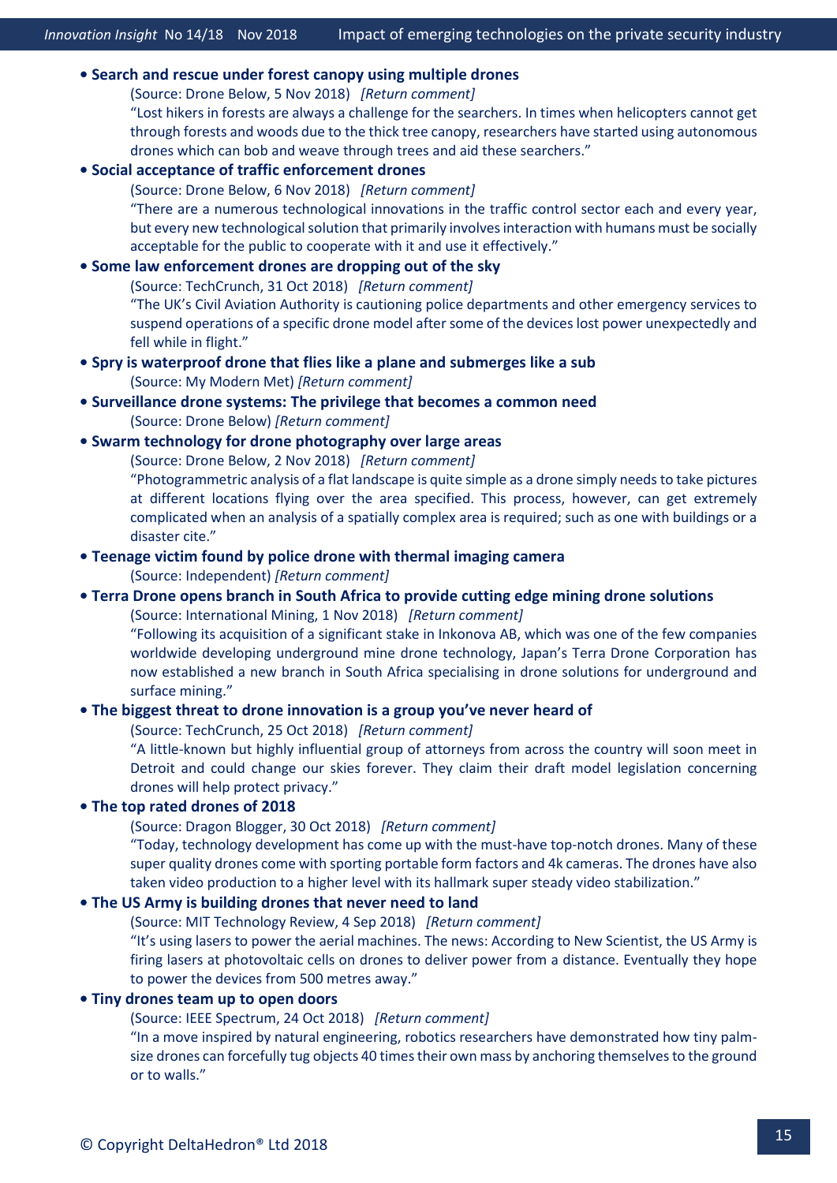- **Search and rescue under forest canopy using multiple drones**

  (Source: Drone Below, 5 Nov 2018) *[Return comment]*

  "Lost hikers in forests are always a challenge for the searchers. In times when helicopters cannot get through forests and woods due to the thick tree canopy, researchers have started using autonomous drones which can bob and weave through trees and aid these searchers."

- **Social acceptance of traffic enforcement drones**

  (Source: Drone Below, 6 Nov 2018) *[Return comment]*

  "There are a numerous technological innovations in the traffic control sector each and every year, but every new technological solution that primarily involves interaction with humans must be socially acceptable for the public to cooperate with it and use it effectively."

- **Some law enforcement drones are dropping out of the sky**

  (Source: TechCrunch, 31 Oct 2018) *[Return comment]*

  "The UK's Civil Aviation Authority is cautioning police departments and other emergency services to suspend operations of a specific drone model after some of the devices lost power unexpectedly and fell while in flight."

- **Spry is waterproof drone that flies like a plane and submerges like a sub**

  (Source: My Modern Met) *[Return comment]*

- **Surveillance drone systems: The privilege that becomes a common need**

  (Source: Drone Below) *[Return comment]*

- **Swarm technology for drone photography over large areas**

  (Source: Drone Below, 2 Nov 2018) *[Return comment]*

  "Photogrammetric analysis of a flat landscape is quite simple as a drone simply needs to take pictures at different locations flying over the area specified. This process, however, can get extremely complicated when an analysis of a spatially complex area is required; such as one with buildings or a disaster cite."

- **Teenage victim found by police drone with thermal imaging camera**

  (Source: Independent) *[Return comment]*

- **Terra Drone opens branch in South Africa to provide cutting edge mining drone solutions**

  (Source: International Mining, 1 Nov 2018) *[Return comment]*

  "Following its acquisition of a significant stake in Inkonova AB, which was one of the few companies worldwide developing underground mine drone technology, Japan's Terra Drone Corporation has now established a new branch in South Africa specialising in drone solutions for underground and surface mining."

- **The biggest threat to drone innovation is a group you've never heard of**

  (Source: TechCrunch, 25 Oct 2018) *[Return comment]*

  "A little-known but highly influential group of attorneys from across the country will soon meet in Detroit and could change our skies forever. They claim their draft model legislation concerning drones will help protect privacy."

- **The top rated drones of 2018**

  (Source: Dragon Blogger, 30 Oct 2018) *[Return comment]*

  "Today, technology development has come up with the must-have top-notch drones. Many of these super quality drones come with sporting portable form factors and 4k cameras. The drones have also taken video production to a higher level with its hallmark super steady video stabilization."

- **The US Army is building drones that never need to land**

  (Source: MIT Technology Review, 4 Sep 2018) *[Return comment]*

  "It's using lasers to power the aerial machines. The news: According to New Scientist, the US Army is firing lasers at photovoltaic cells on drones to deliver power from a distance. Eventually they hope to power the devices from 500 metres away."

- **Tiny drones team up to open doors**

  (Source: IEEE Spectrum, 24 Oct 2018) *[Return comment]*

  "In a move inspired by natural engineering, robotics researchers have demonstrated how tiny palm-size drones can forcefully tug objects 40 times their own mass by anchoring themselves to the ground or to walls."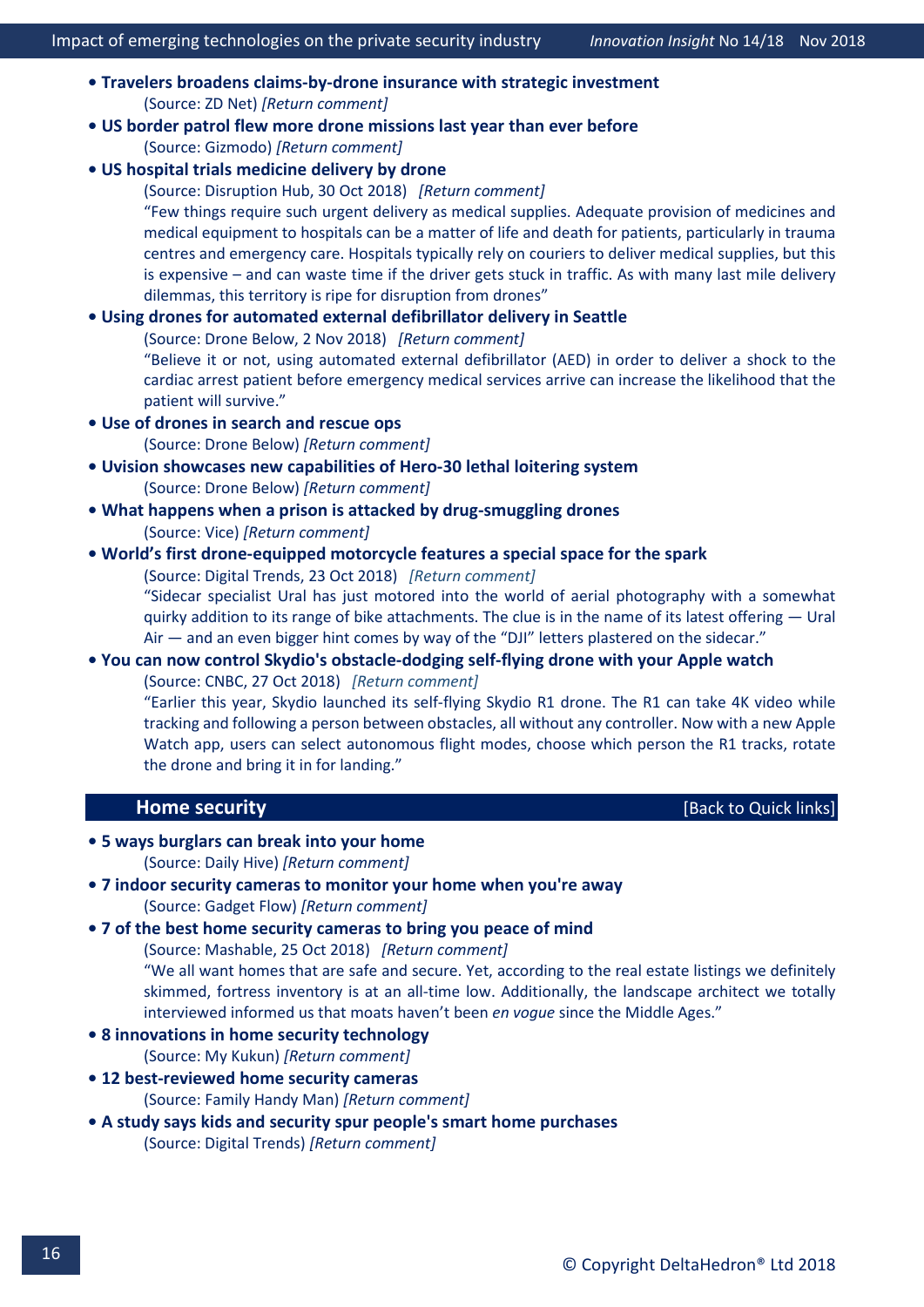- **Travelers broadens claims-by-drone insurance with strategic investment**
  (Source: ZD Net) *[Return comment]*
- **US border patrol flew more drone missions last year than ever before**
  (Source: Gizmodo) *[Return comment]*
- **US hospital trials medicine delivery by drone**
  (Source: Disruption Hub, 30 Oct 2018) *[Return comment]*
  "Few things require such urgent delivery as medical supplies. Adequate provision of medicines and medical equipment to hospitals can be a matter of life and death for patients, particularly in trauma centres and emergency care. Hospitals typically rely on couriers to deliver medical supplies, but this is expensive – and can waste time if the driver gets stuck in traffic. As with many last mile delivery dilemmas, this territory is ripe for disruption from drones"
- **Using drones for automated external defibrillator delivery in Seattle**
  (Source: Drone Below, 2 Nov 2018) *[Return comment]*
  "Believe it or not, using automated external defibrillator (AED) in order to deliver a shock to the cardiac arrest patient before emergency medical services arrive can increase the likelihood that the patient will survive."
- **Use of drones in search and rescue ops**
  (Source: Drone Below) *[Return comment]*
- **Uvision showcases new capabilities of Hero-30 lethal loitering system**
  (Source: Drone Below) *[Return comment]*
- **What happens when a prison is attacked by drug-smuggling drones**
  (Source: Vice) *[Return comment]*
- **World's first drone-equipped motorcycle features a special space for the spark**
  (Source: Digital Trends, 23 Oct 2018) *[Return comment]*
  "Sidecar specialist Ural has just motored into the world of aerial photography with a somewhat quirky addition to its range of bike attachments. The clue is in the name of its latest offering — Ural Air — and an even bigger hint comes by way of the "DJI" letters plastered on the sidecar."
- **You can now control Skydio's obstacle-dodging self-flying drone with your Apple watch**
  (Source: CNBC, 27 Oct 2018) *[Return comment]*
  "Earlier this year, Skydio launched its self-flying Skydio R1 drone. The R1 can take 4K video while tracking and following a person between obstacles, all without any controller. Now with a new Apple Watch app, users can select autonomous flight modes, choose which person the R1 tracks, rotate the drone and bring it in for landing."

## Home security

[Back to Quick links]

- **5 ways burglars can break into your home**
  (Source: Daily Hive) *[Return comment]*
- **7 indoor security cameras to monitor your home when you're away**
  (Source: Gadget Flow) *[Return comment]*
- **7 of the best home security cameras to bring you peace of mind**
  (Source: Mashable, 25 Oct 2018) *[Return comment]*
  "We all want homes that are safe and secure. Yet, according to the real estate listings we definitely skimmed, fortress inventory is at an all-time low. Additionally, the landscape architect we totally interviewed informed us that moats haven't been *en vogue* since the Middle Ages."
- **8 innovations in home security technology**
  (Source: My Kukun) *[Return comment]*
- **12 best-reviewed home security cameras**
  (Source: Family Handy Man) *[Return comment]*
- **A study says kids and security spur people's smart home purchases**
  (Source: Digital Trends) *[Return comment]*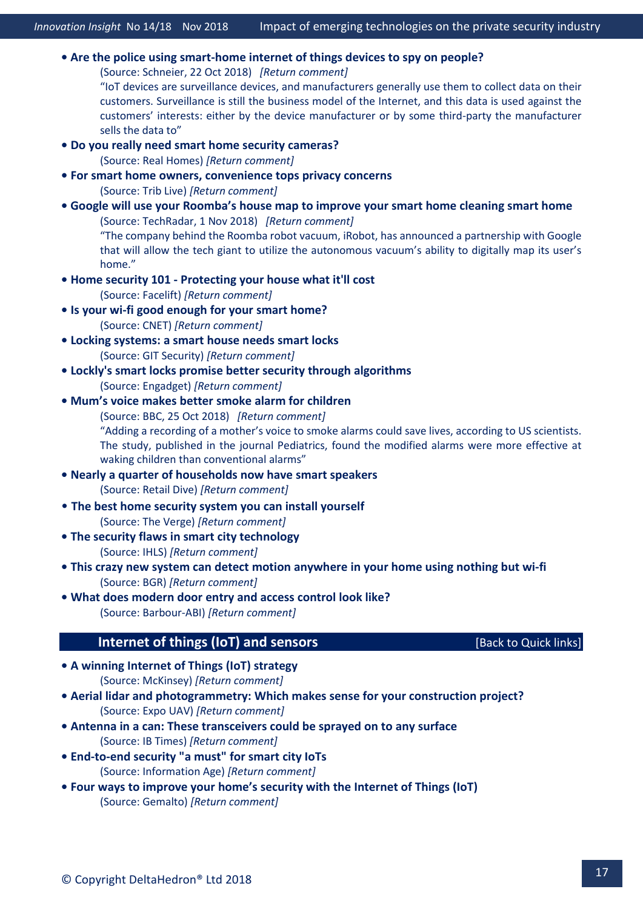- **Are the police using smart-home internet of things devices to spy on people?**
  (Source: Schneier, 22 Oct 2018) *[Return comment]*
  "IoT devices are surveillance devices, and manufacturers generally use them to collect data on their customers. Surveillance is still the business model of the Internet, and this data is used against the customers' interests: either by the device manufacturer or by some third-party the manufacturer sells the data to"
- **Do you really need smart home security cameras?**
  (Source: Real Homes) *[Return comment]*
- **For smart home owners, convenience tops privacy concerns**
  (Source: Trib Live) *[Return comment]*
- **Google will use your Roomba's house map to improve your smart home cleaning smart home**
  (Source: TechRadar, 1 Nov 2018) *[Return comment]*
  "The company behind the Roomba robot vacuum, iRobot, has announced a partnership with Google that will allow the tech giant to utilize the autonomous vacuum's ability to digitally map its user's home."
- **Home security 101 - Protecting your house what it'll cost**
  (Source: Facelift) *[Return comment]*
- **Is your wi-fi good enough for your smart home?**
  (Source: CNET) *[Return comment]*
- **Locking systems: a smart house needs smart locks**
  (Source: GIT Security) *[Return comment]*
- **Lockly's smart locks promise better security through algorithms**
  (Source: Engadget) *[Return comment]*
- **Mum's voice makes better smoke alarm for children**
  (Source: BBC, 25 Oct 2018) *[Return comment]*
  "Adding a recording of a mother's voice to smoke alarms could save lives, according to US scientists. The study, published in the journal Pediatrics, found the modified alarms were more effective at waking children than conventional alarms"
- **Nearly a quarter of households now have smart speakers**
  (Source: Retail Dive) *[Return comment]*
- **The best home security system you can install yourself**
  (Source: The Verge) *[Return comment]*
- **The security flaws in smart city technology**
  (Source: IHLS) *[Return comment]*
- **This crazy new system can detect motion anywhere in your home using nothing but wi-fi**
  (Source: BGR) *[Return comment]*
- **What does modern door entry and access control look like?**
  (Source: Barbour-ABI) *[Return comment]*

## Internet of things (IoT) and sensors

[Back to Quick links]

- **A winning Internet of Things (IoT) strategy**
  (Source: McKinsey) *[Return comment]*
- **Aerial lidar and photogrammetry: Which makes sense for your construction project?**
  (Source: Expo UAV) *[Return comment]*
- **Antenna in a can: These transceivers could be sprayed on to any surface**
  (Source: IB Times) *[Return comment]*
- **End-to-end security "a must" for smart city IoTs**
  (Source: Information Age) *[Return comment]*
- **Four ways to improve your home's security with the Internet of Things (IoT)**
  (Source: Gemalto) *[Return comment]*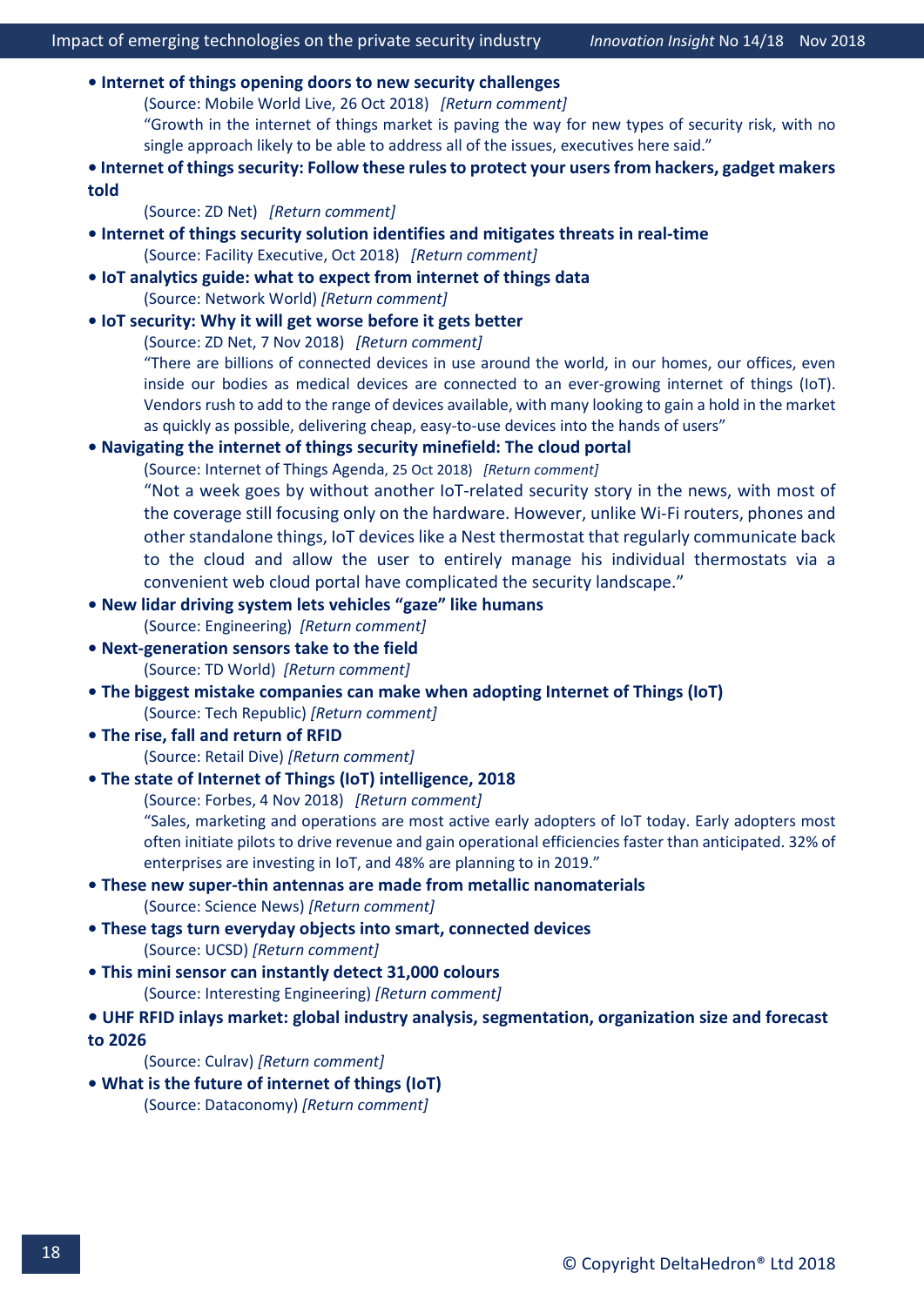- **Internet of things opening doors to new security challenges**

  (Source: Mobile World Live, 26 Oct 2018) *[Return comment]*

  "Growth in the internet of things market is paving the way for new types of security risk, with no single approach likely to be able to address all of the issues, executives here said."

- **Internet of things security: Follow these rules to protect your users from hackers, gadget makers told**

  (Source: ZD Net) *[Return comment]*

- **Internet of things security solution identifies and mitigates threats in real-time**

  (Source: Facility Executive, Oct 2018) *[Return comment]*

- **IoT analytics guide: what to expect from internet of things data**

  (Source: Network World) *[Return comment]*

- **IoT security: Why it will get worse before it gets better**

  (Source: ZD Net, 7 Nov 2018) *[Return comment]*

  "There are billions of connected devices in use around the world, in our homes, our offices, even inside our bodies as medical devices are connected to an ever-growing internet of things (IoT). Vendors rush to add to the range of devices available, with many looking to gain a hold in the market as quickly as possible, delivering cheap, easy-to-use devices into the hands of users"

- **Navigating the internet of things security minefield: The cloud portal**

  (Source: Internet of Things Agenda, 25 Oct 2018) *[Return comment]*

  "Not a week goes by without another IoT-related security story in the news, with most of the coverage still focusing only on the hardware. However, unlike Wi-Fi routers, phones and other standalone things, IoT devices like a Nest thermostat that regularly communicate back to the cloud and allow the user to entirely manage his individual thermostats via a convenient web cloud portal have complicated the security landscape."

- **New lidar driving system lets vehicles "gaze" like humans**

  (Source: Engineering) *[Return comment]*

- **Next-generation sensors take to the field**

  (Source: TD World) *[Return comment]*

- **The biggest mistake companies can make when adopting Internet of Things (IoT)**

  (Source: Tech Republic) *[Return comment]*

- **The rise, fall and return of RFID**

  (Source: Retail Dive) *[Return comment]*

- **The state of Internet of Things (IoT) intelligence, 2018**

  (Source: Forbes, 4 Nov 2018) *[Return comment]*

  "Sales, marketing and operations are most active early adopters of IoT today. Early adopters most often initiate pilots to drive revenue and gain operational efficiencies faster than anticipated. 32% of enterprises are investing in IoT, and 48% are planning to in 2019."

- **These new super-thin antennas are made from metallic nanomaterials**

  (Source: Science News) *[Return comment]*

- **These tags turn everyday objects into smart, connected devices**

  (Source: UCSD) *[Return comment]*

- **This mini sensor can instantly detect 31,000 colours**

  (Source: Interesting Engineering) *[Return comment]*

- **UHF RFID inlays market: global industry analysis, segmentation, organization size and forecast to 2026**

  (Source: Culrav) *[Return comment]*

- **What is the future of internet of things (IoT)**

  (Source: Dataconomy) *[Return comment]*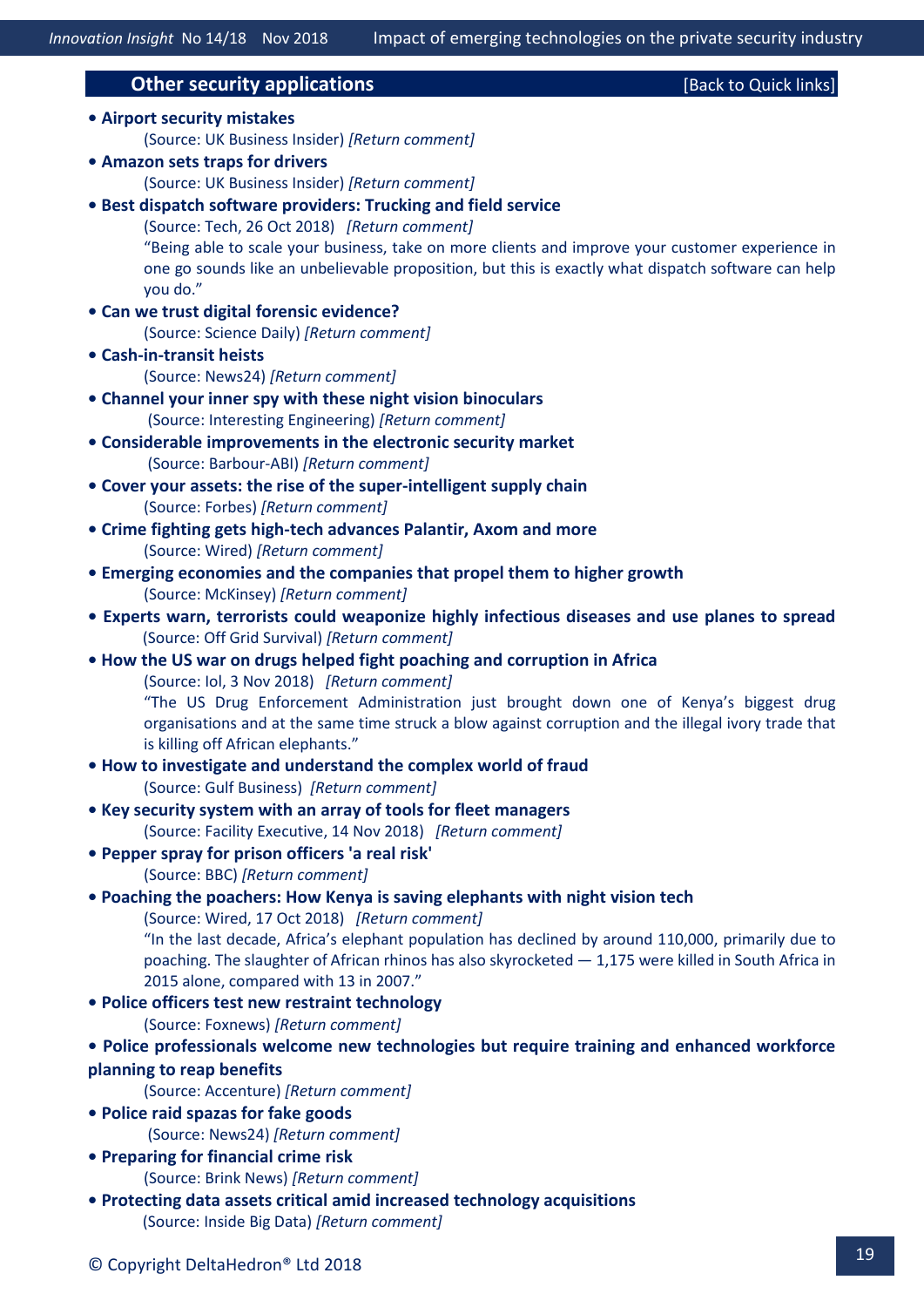## Other security applications

[Back to Quick links]

- **Airport security mistakes**
  (Source: UK Business Insider) *[Return comment]*
- **Amazon sets traps for drivers**
  (Source: UK Business Insider) *[Return comment]*
- **Best dispatch software providers: Trucking and field service**
  (Source: Tech, 26 Oct 2018) *[Return comment]*
  "Being able to scale your business, take on more clients and improve your customer experience in one go sounds like an unbelievable proposition, but this is exactly what dispatch software can help you do."
- **Can we trust digital forensic evidence?**
  (Source: Science Daily) *[Return comment]*
- **Cash-in-transit heists**
  (Source: News24) *[Return comment]*
- **Channel your inner spy with these night vision binoculars**
  (Source: Interesting Engineering) *[Return comment]*
- **Considerable improvements in the electronic security market**
  (Source: Barbour-ABI) *[Return comment]*
- **Cover your assets: the rise of the super-intelligent supply chain**
  (Source: Forbes) *[Return comment]*
- **Crime fighting gets high-tech advances Palantir, Axom and more**
  (Source: Wired) *[Return comment]*
- **Emerging economies and the companies that propel them to higher growth**
  (Source: McKinsey) *[Return comment]*
- **Experts warn, terrorists could weaponize highly infectious diseases and use planes to spread**
  (Source: Off Grid Survival) *[Return comment]*
- **How the US war on drugs helped fight poaching and corruption in Africa**
  (Source: Iol, 3 Nov 2018) *[Return comment]*
  "The US Drug Enforcement Administration just brought down one of Kenya's biggest drug organisations and at the same time struck a blow against corruption and the illegal ivory trade that is killing off African elephants."
- **How to investigate and understand the complex world of fraud**
  (Source: Gulf Business) *[Return comment]*
- **Key security system with an array of tools for fleet managers**
  (Source: Facility Executive, 14 Nov 2018) *[Return comment]*
- **Pepper spray for prison officers 'a real risk'**
  (Source: BBC) *[Return comment]*
- **Poaching the poachers: How Kenya is saving elephants with night vision tech**
  (Source: Wired, 17 Oct 2018) *[Return comment]*
  "In the last decade, Africa's elephant population has declined by around 110,000, primarily due to poaching. The slaughter of African rhinos has also skyrocketed — 1,175 were killed in South Africa in 2015 alone, compared with 13 in 2007."
- **Police officers test new restraint technology**
  (Source: Foxnews) *[Return comment]*
- **Police professionals welcome new technologies but require training and enhanced workforce planning to reap benefits**
  (Source: Accenture) *[Return comment]*
- **Police raid spazas for fake goods**
  (Source: News24) *[Return comment]*
- **Preparing for financial crime risk**
  (Source: Brink News) *[Return comment]*
- **Protecting data assets critical amid increased technology acquisitions**
  (Source: Inside Big Data) *[Return comment]*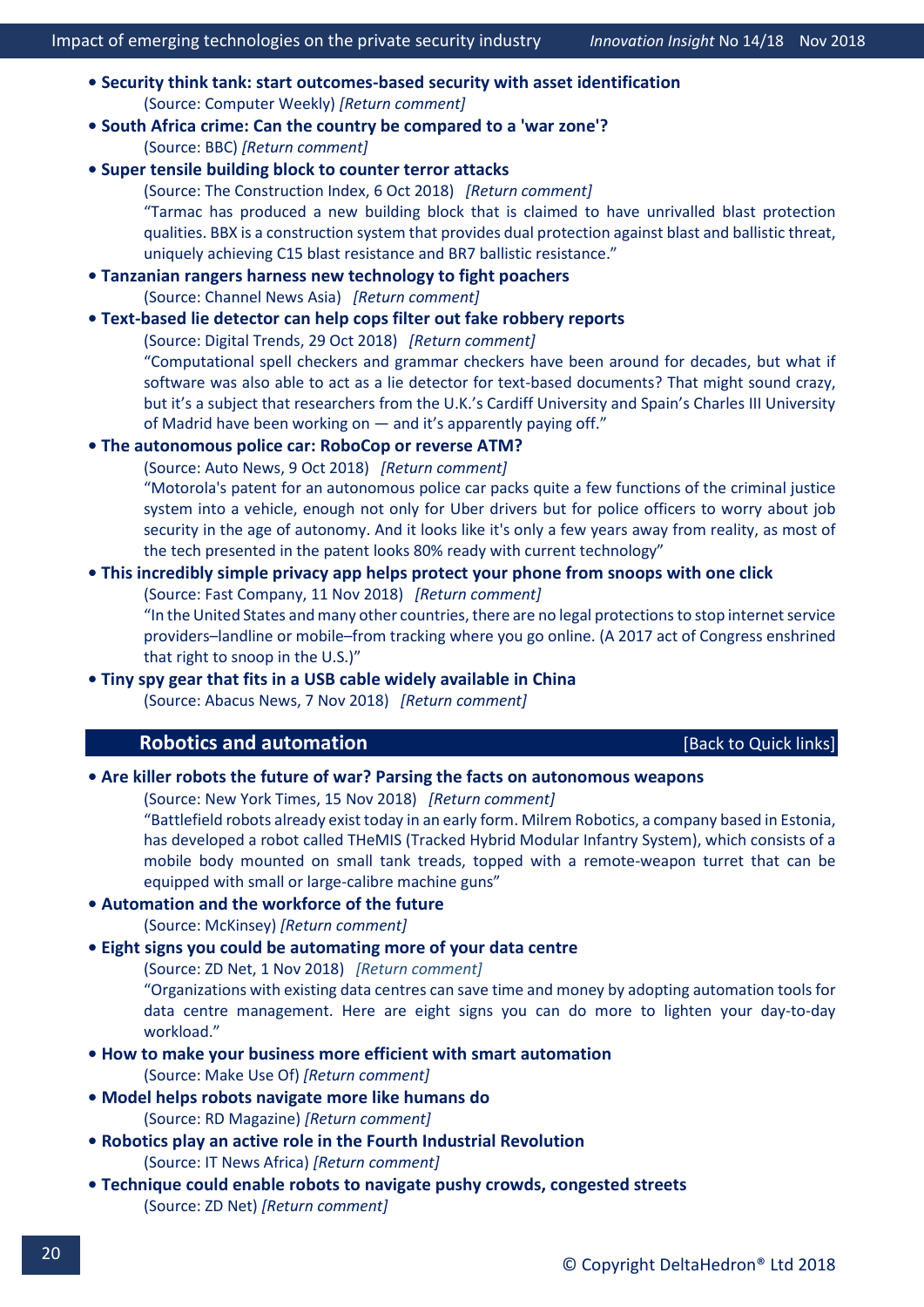- **Security think tank: start outcomes-based security with asset identification**
  (Source: Computer Weekly) *[Return comment]*
- **South Africa crime: Can the country be compared to a 'war zone'?**
  (Source: BBC) *[Return comment]*
- **Super tensile building block to counter terror attacks**
  (Source: The Construction Index, 6 Oct 2018) *[Return comment]*
  "Tarmac has produced a new building block that is claimed to have unrivalled blast protection qualities. BBX is a construction system that provides dual protection against blast and ballistic threat, uniquely achieving C15 blast resistance and BR7 ballistic resistance."
- **Tanzanian rangers harness new technology to fight poachers**
  (Source: Channel News Asia) *[Return comment]*
- **Text-based lie detector can help cops filter out fake robbery reports**
  (Source: Digital Trends, 29 Oct 2018) *[Return comment]*
  "Computational spell checkers and grammar checkers have been around for decades, but what if software was also able to act as a lie detector for text-based documents? That might sound crazy, but it's a subject that researchers from the U.K.'s Cardiff University and Spain's Charles III University of Madrid have been working on — and it's apparently paying off."
- **The autonomous police car: RoboCop or reverse ATM?**
  (Source: Auto News, 9 Oct 2018) *[Return comment]*
  "Motorola's patent for an autonomous police car packs quite a few functions of the criminal justice system into a vehicle, enough not only for Uber drivers but for police officers to worry about job security in the age of autonomy. And it looks like it's only a few years away from reality, as most of the tech presented in the patent looks 80% ready with current technology"
- **This incredibly simple privacy app helps protect your phone from snoops with one click**
  (Source: Fast Company, 11 Nov 2018) *[Return comment]*
  "In the United States and many other countries, there are no legal protections to stop internet service providers–landline or mobile–from tracking where you go online. (A 2017 act of Congress enshrined that right to snoop in the U.S.)"
- **Tiny spy gear that fits in a USB cable widely available in China**
  (Source: Abacus News, 7 Nov 2018) *[Return comment]*

## Robotics and automation

[Back to Quick links]

- **Are killer robots the future of war? Parsing the facts on autonomous weapons**
  (Source: New York Times, 15 Nov 2018) *[Return comment]*
  "Battlefield robots already exist today in an early form. Milrem Robotics, a company based in Estonia, has developed a robot called THeMIS (Tracked Hybrid Modular Infantry System), which consists of a mobile body mounted on small tank treads, topped with a remote-weapon turret that can be equipped with small or large-calibre machine guns"
- **Automation and the workforce of the future**
  (Source: McKinsey) *[Return comment]*
- **Eight signs you could be automating more of your data centre**
  (Source: ZD Net, 1 Nov 2018) *[Return comment]*
  "Organizations with existing data centres can save time and money by adopting automation tools for data centre management. Here are eight signs you can do more to lighten your day-to-day workload."
- **How to make your business more efficient with smart automation**
  (Source: Make Use Of) *[Return comment]*
- **Model helps robots navigate more like humans do**
  (Source: RD Magazine) *[Return comment]*
- **Robotics play an active role in the Fourth Industrial Revolution**
  (Source: IT News Africa) *[Return comment]*
- **Technique could enable robots to navigate pushy crowds, congested streets**
  (Source: ZD Net) *[Return comment]*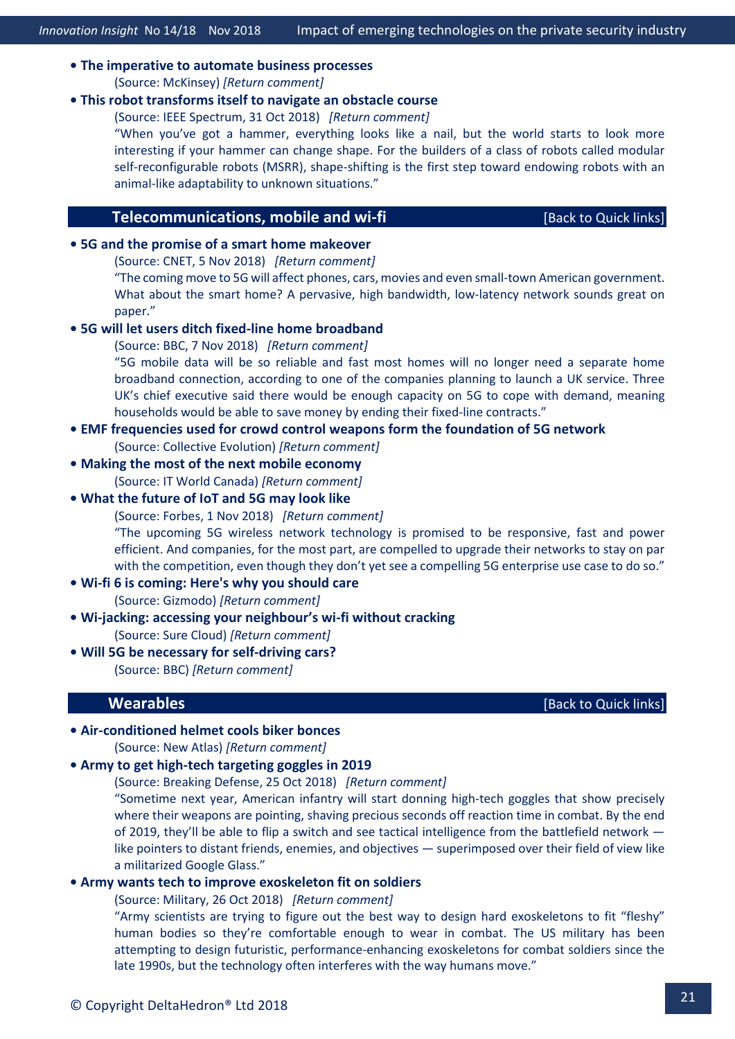- **The imperative to automate business processes**

  (Source: McKinsey) *[Return comment]*

- **This robot transforms itself to navigate an obstacle course**

  (Source: IEEE Spectrum, 31 Oct 2018) *[Return comment]*

  "When you've got a hammer, everything looks like a nail, but the world starts to look more interesting if your hammer can change shape. For the builders of a class of robots called modular self-reconfigurable robots (MSRR), shape-shifting is the first step toward endowing robots with an animal-like adaptability to unknown situations."

## Telecommunications, mobile and wi-fi

[Back to Quick links]

- **5G and the promise of a smart home makeover**

  (Source: CNET, 5 Nov 2018) *[Return comment]*

  "The coming move to 5G will affect phones, cars, movies and even small-town American government. What about the smart home? A pervasive, high bandwidth, low-latency network sounds great on paper."

- **5G will let users ditch fixed-line home broadband**

  (Source: BBC, 7 Nov 2018) *[Return comment]*

  "5G mobile data will be so reliable and fast most homes will no longer need a separate home broadband connection, according to one of the companies planning to launch a UK service. Three UK's chief executive said there would be enough capacity on 5G to cope with demand, meaning households would be able to save money by ending their fixed-line contracts."

- **EMF frequencies used for crowd control weapons form the foundation of 5G network**

  (Source: Collective Evolution) *[Return comment]*

- **Making the most of the next mobile economy**

  (Source: IT World Canada) *[Return comment]*

- **What the future of IoT and 5G may look like**

  (Source: Forbes, 1 Nov 2018) *[Return comment]*

  "The upcoming 5G wireless network technology is promised to be responsive, fast and power efficient. And companies, for the most part, are compelled to upgrade their networks to stay on par with the competition, even though they don't yet see a compelling 5G enterprise use case to do so."

- **Wi-fi 6 is coming: Here's why you should care**

  (Source: Gizmodo) *[Return comment]*

- **Wi-jacking: accessing your neighbour's wi-fi without cracking**

  (Source: Sure Cloud) *[Return comment]*

- **Will 5G be necessary for self-driving cars?**

  (Source: BBC) *[Return comment]*

## Wearables

[Back to Quick links]

- **Air-conditioned helmet cools biker bonces**

  (Source: New Atlas) *[Return comment]*

- **Army to get high-tech targeting goggles in 2019**

  (Source: Breaking Defense, 25 Oct 2018) *[Return comment]*

  "Sometime next year, American infantry will start donning high-tech goggles that show precisely where their weapons are pointing, shaving precious seconds off reaction time in combat. By the end of 2019, they'll be able to flip a switch and see tactical intelligence from the battlefield network — like pointers to distant friends, enemies, and objectives — superimposed over their field of view like a militarized Google Glass."

- **Army wants tech to improve exoskeleton fit on soldiers**

  (Source: Military, 26 Oct 2018) *[Return comment]*

  "Army scientists are trying to figure out the best way to design hard exoskeletons to fit "fleshy" human bodies so they're comfortable enough to wear in combat. The US military has been attempting to design futuristic, performance-enhancing exoskeletons for combat soldiers since the late 1990s, but the technology often interferes with the way humans move."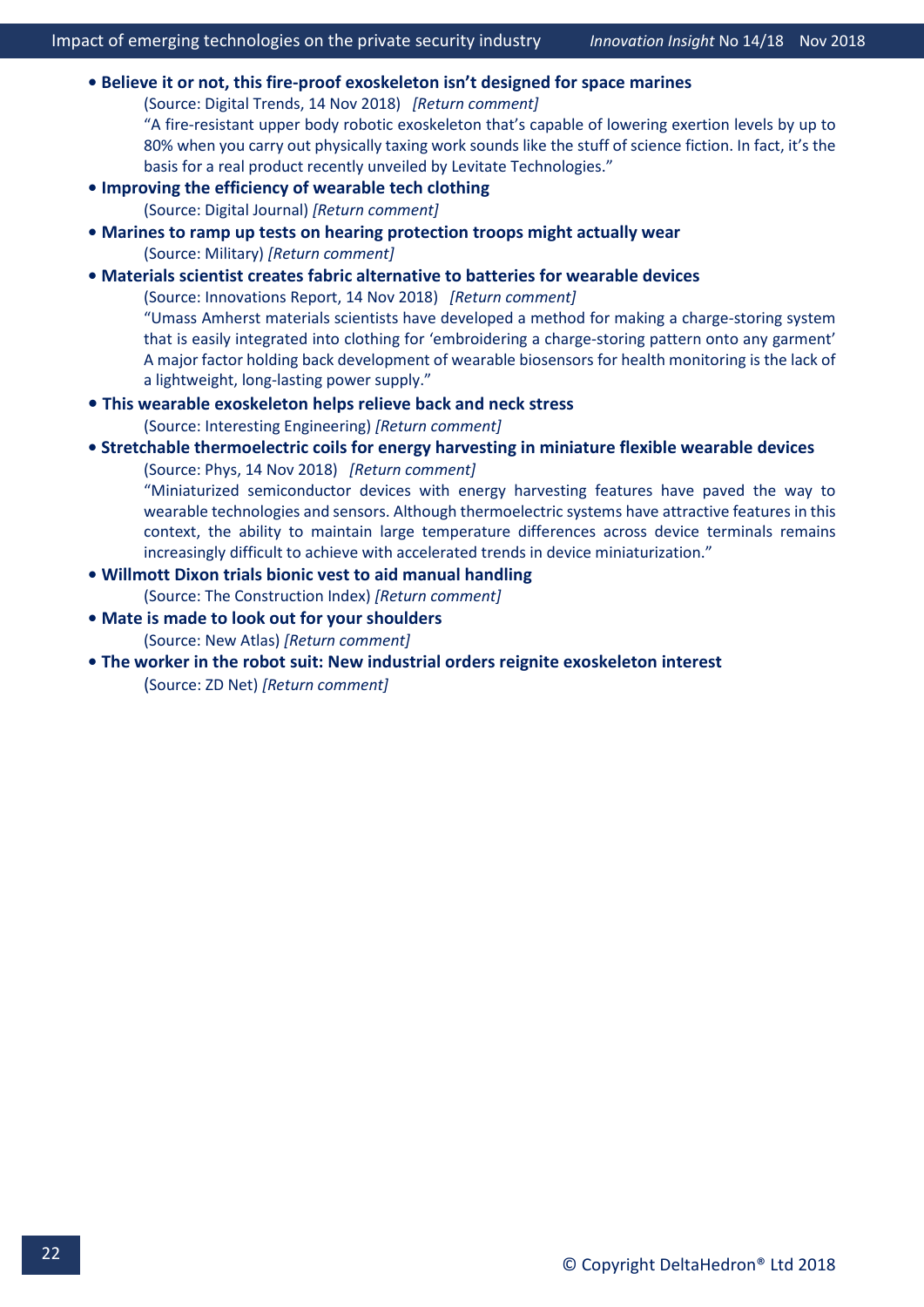- **Believe it or not, this fire-proof exoskeleton isn't designed for space marines**
  (Source: Digital Trends, 14 Nov 2018) *[Return comment]*
  "A fire-resistant upper body robotic exoskeleton that's capable of lowering exertion levels by up to 80% when you carry out physically taxing work sounds like the stuff of science fiction. In fact, it's the basis for a real product recently unveiled by Levitate Technologies."
- **Improving the efficiency of wearable tech clothing**
  (Source: Digital Journal) *[Return comment]*
- **Marines to ramp up tests on hearing protection troops might actually wear**
  (Source: Military) *[Return comment]*
- **Materials scientist creates fabric alternative to batteries for wearable devices**
  (Source: Innovations Report, 14 Nov 2018) *[Return comment]*
  "Umass Amherst materials scientists have developed a method for making a charge-storing system that is easily integrated into clothing for 'embroidering a charge-storing pattern onto any garment' A major factor holding back development of wearable biosensors for health monitoring is the lack of a lightweight, long-lasting power supply."
- **This wearable exoskeleton helps relieve back and neck stress**
  (Source: Interesting Engineering) *[Return comment]*
- **Stretchable thermoelectric coils for energy harvesting in miniature flexible wearable devices**
  (Source: Phys, 14 Nov 2018) *[Return comment]*
  "Miniaturized semiconductor devices with energy harvesting features have paved the way to wearable technologies and sensors. Although thermoelectric systems have attractive features in this context, the ability to maintain large temperature differences across device terminals remains increasingly difficult to achieve with accelerated trends in device miniaturization."
- **Willmott Dixon trials bionic vest to aid manual handling**
  (Source: The Construction Index) *[Return comment]*
- **Mate is made to look out for your shoulders**
  (Source: New Atlas) *[Return comment]*
- **The worker in the robot suit: New industrial orders reignite exoskeleton interest**
  (Source: ZD Net) *[Return comment]*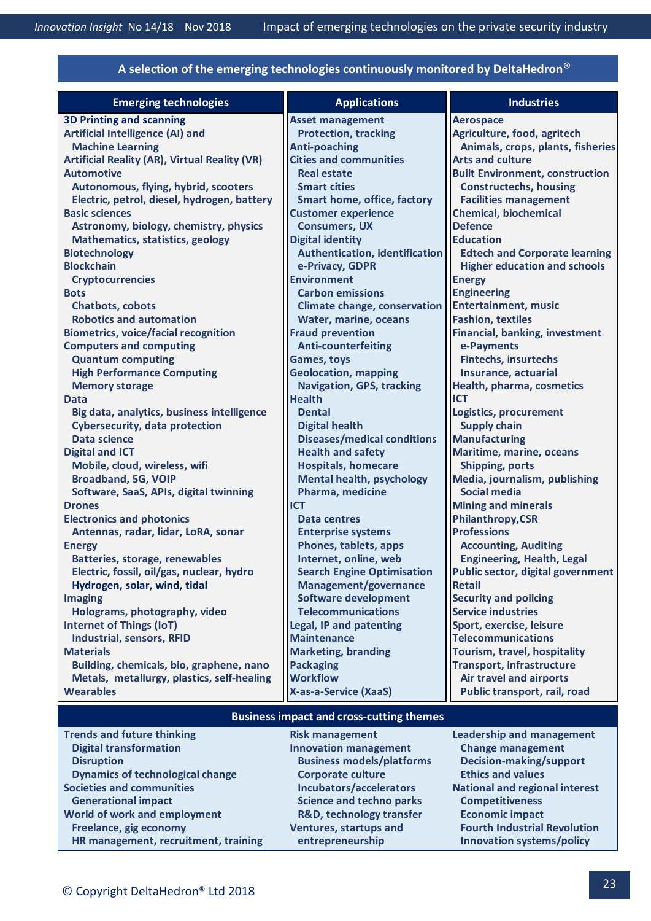## A selection of the emerging technologies continuously monitored by DeltaHedron®

| Emerging technologies | Applications | Industries |
|---|---|---|
| **3D Printing and scanning** | Asset management | Aerospace |
| Artificial Intelligence (AI) and Machine Learning | Protection, tracking | Agriculture, food, agritech |
| Artificial Reality (AR), Virtual Reality (VR) | Anti-poaching | Animals, crops, plants, fisheries |
| Automotive | Cities and communities | Arts and culture |
| Autonomous, flying, hybrid, scooters | Real estate | Built Environment, construction |
| Electric, petrol, diesel, hydrogen, battery | Smart cities | Constructechs, housing |
| Basic sciences | Smart home, office, factory | Facilities management |
| Astronomy, biology, chemistry, physics | Customer experience | Chemical, biochemical |
| Mathematics, statistics, geology | Consumers, UX | Defence |
| Biotechnology | Digital identity | Education |
| Blockchain | Authentication, identification | Edtech and Corporate learning |
| Cryptocurrencies | e-Privacy, GDPR | Higher education and schools |
| Bots | Environment | Energy |
| Chatbots, cobots | Carbon emissions | Engineering |
| Robotics and automation | Climate change, conservation | Entertainment, music |
| Biometrics, voice/facial recognition | Water, marine, oceans | Fashion, textiles |
| Computers and computing | Fraud prevention | Financial, banking, investment |
| Quantum computing | Anti-counterfeiting | e-Payments |
| High Performance Computing | Games, toys | Fintechs, insurtechs |
| Memory storage | Geolocation, mapping | Insurance, actuarial |
| Data | Navigation, GPS, tracking | Health, pharma, cosmetics |
| Big data, analytics, business intelligence | Health | ICT |
| Cybersecurity, data protection | Dental | Logistics, procurement |
| Data science | Digital health | Supply chain |
| Digital and ICT | Diseases/medical conditions | Manufacturing |
| Mobile, cloud, wireless, wifi | Health and safety | Maritime, marine, oceans |
| Broadband, 5G, VOIP | Hospitals, homecare | Shipping, ports |
| Software, SaaS, APIs, digital twinning | Mental health, psychology | Media, journalism, publishing |
| Drones | Pharma, medicine | Social media |
| Electronics and photonics | ICT | Mining and minerals |
| Antennas, radar, lidar, LoRA, sonar | Data centres | Philanthropy,CSR |
| Energy | Enterprise systems | Professions |
| Batteries, storage, renewables | Phones, tablets, apps | Accounting, Auditing |
| Electric, fossil, oil/gas, nuclear, hydro | Internet, online, web | Engineering, Health, Legal |
| **Hydrogen, solar, wind, tidal** | Search Engine Optimisation | Public sector, digital government |
| Imaging | Management/governance | Retail |
| Holograms, photography, video | Software development | Security and policing |
| Internet of Things (IoT) | Telecommunications | Service industries |
| Industrial, sensors, RFID | Legal, IP and patenting | Sport, exercise, leisure |
| Materials | Maintenance | Telecommunications |
| Building, chemicals, bio, graphene, nano | Marketing, branding | Tourism, travel, hospitality |
| Metals, metallurgy, plastics, self-healing | Packaging | Transport, infrastructure |
| Wearables | Workflow | Air travel and airports |
| | X-as-a-Service (XaaS) | Public transport, rail, road |

### Business impact and cross-cutting themes

| | | |
|---|---|---|
| Trends and future thinking | Risk management | Leadership and management |
| Digital transformation | Innovation management | Change management |
| Disruption | Business models/platforms | Decision-making/support |
| Dynamics of technological change | Corporate culture | Ethics and values |
| Societies and communities | Incubators/accelerators | National and regional interest |
| Generational impact | Science and techno parks | Competitiveness |
| World of work and employment | R&D, technology transfer | Economic impact |
| Freelance, gig economy | Ventures, startups and entrepreneurship | Fourth Industrial Revolution |
| HR management, recruitment, training | | Innovation systems/policy |

© Copyright DeltaHedron® Ltd 2018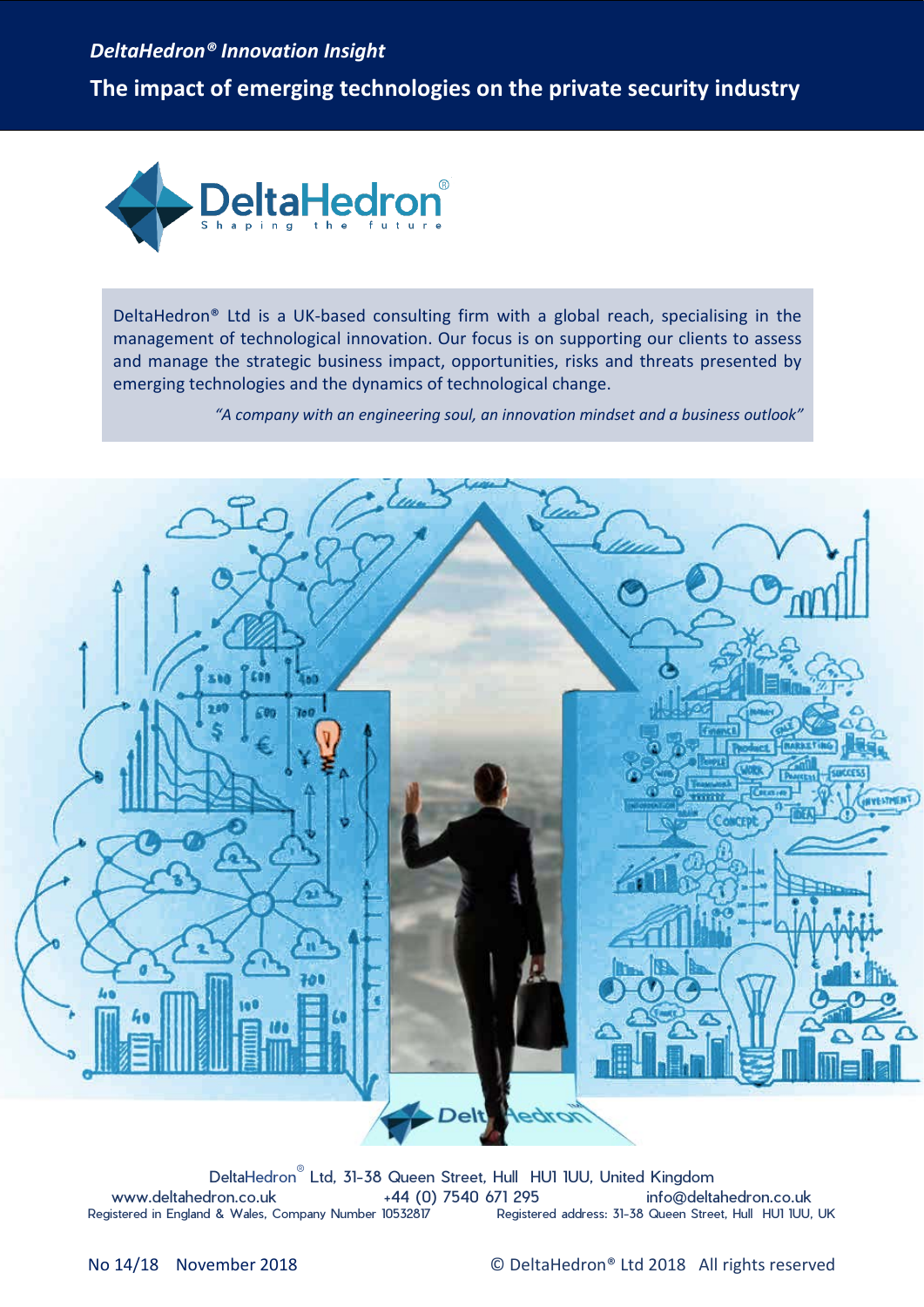*DeltaHedron® Innovation Insight*

**The impact of emerging technologies on the private security industry**

DeltaHedron® Ltd is a UK-based consulting firm with a global reach, specialising in the management of technological innovation. Our focus is on supporting our clients to assess and manage the strategic business impact, opportunities, risks and threats presented by emerging technologies and the dynamics of technological change.

*"A company with an engineering soul, an innovation mindset and a business outlook"*

DeltaHedron® Ltd, 31-38 Queen Street, Hull HU1 1UU, United Kingdom

www.deltahedron.co.uk +44 (0) 7540 671 295 info@deltahedron.co.uk

Registered in England & Wales, Company Number 10532817 Registered address: 31-38 Queen Street, Hull HU1 1UU, UK

No 14/18 November 2018

© DeltaHedron® Ltd 2018 All rights reserved